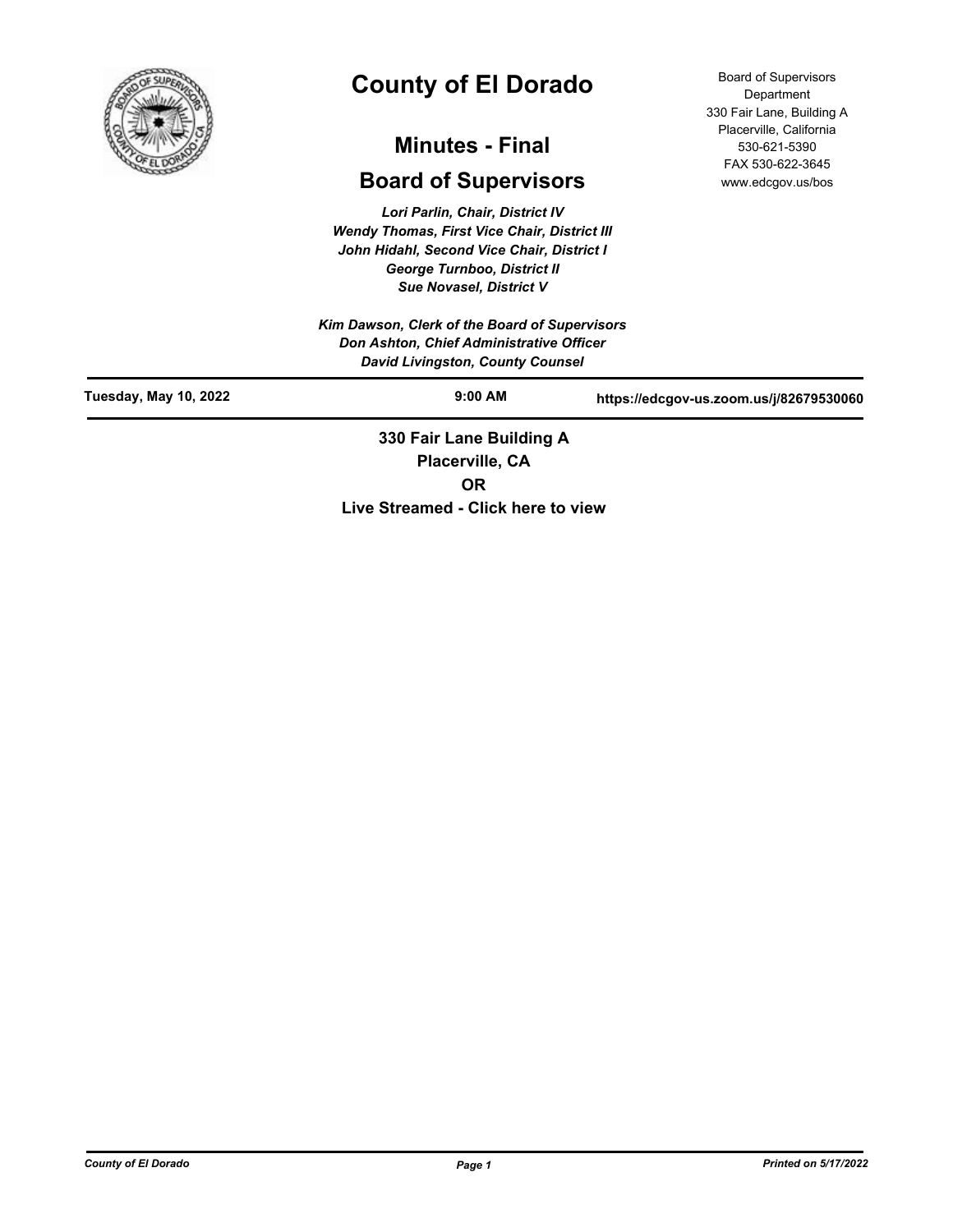# County of El Dorado

## Minutes - Final

## Board of Supervisors

Board of Supervisors Department
330 Fair Lane, Building A
Placerville, California
530-621-5390
FAX 530-622-3645
www.edcgov.us/bos

*Lori Parlin, Chair, District IV*
*Wendy Thomas, First Vice Chair, District III*
*John Hidahl, Second Vice Chair, District I*
*George Turnboo, District II*
*Sue Novasel, District V*

*Kim Dawson, Clerk of the Board of Supervisors*
*Don Ashton, Chief Administrative Officer*
*David Livingston, County Counsel*

**Tuesday, May 10, 2022** | **9:00 AM** | **https://edcgov-us.zoom.us/j/82679530060**

**330 Fair Lane Building A**
**Placerville, CA**
**OR**
**Live Streamed - Click here to view**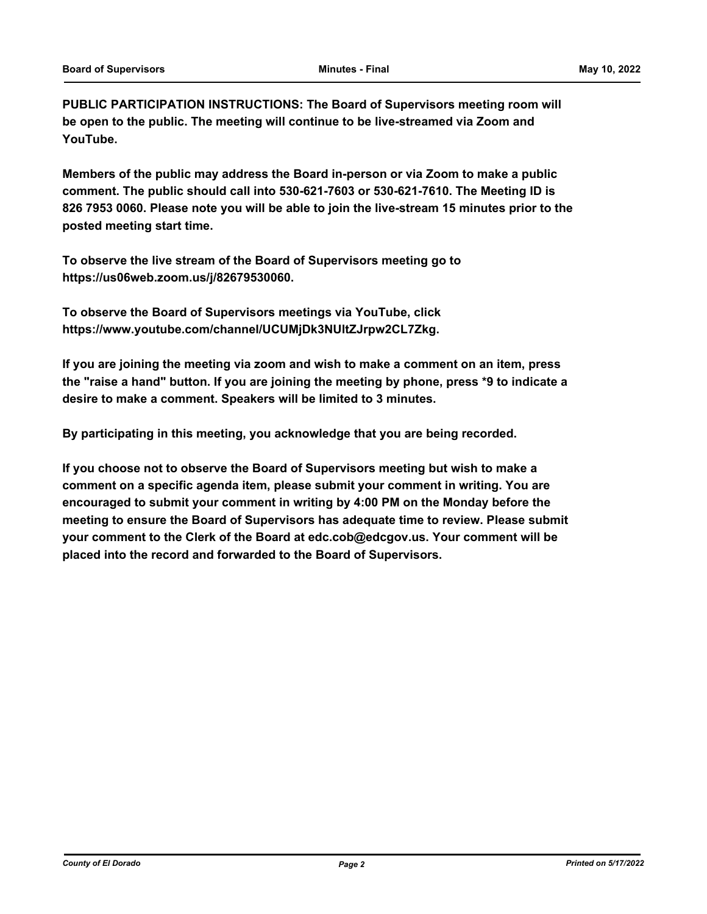**PUBLIC PARTICIPATION INSTRUCTIONS: The Board of Supervisors meeting room will be open to the public. The meeting will continue to be live-streamed via Zoom and YouTube.**

**Members of the public may address the Board in-person or via Zoom to make a public comment. The public should call into 530-621-7603 or 530-621-7610. The Meeting ID is 826 7953 0060. Please note you will be able to join the live-stream 15 minutes prior to the posted meeting start time.**

**To observe the live stream of the Board of Supervisors meeting go to https://us06web.zoom.us/j/82679530060.**

**To observe the Board of Supervisors meetings via YouTube, click https://www.youtube.com/channel/UCUMjDk3NUltZJrpw2CL7Zkg.**

**If you are joining the meeting via zoom and wish to make a comment on an item, press the "raise a hand" button. If you are joining the meeting by phone, press *9 to indicate a desire to make a comment. Speakers will be limited to 3 minutes.**

**By participating in this meeting, you acknowledge that you are being recorded.**

**If you choose not to observe the Board of Supervisors meeting but wish to make a comment on a specific agenda item, please submit your comment in writing. You are encouraged to submit your comment in writing by 4:00 PM on the Monday before the meeting to ensure the Board of Supervisors has adequate time to review. Please submit your comment to the Clerk of the Board at edc.cob@edcgov.us. Your comment will be placed into the record and forwarded to the Board of Supervisors.**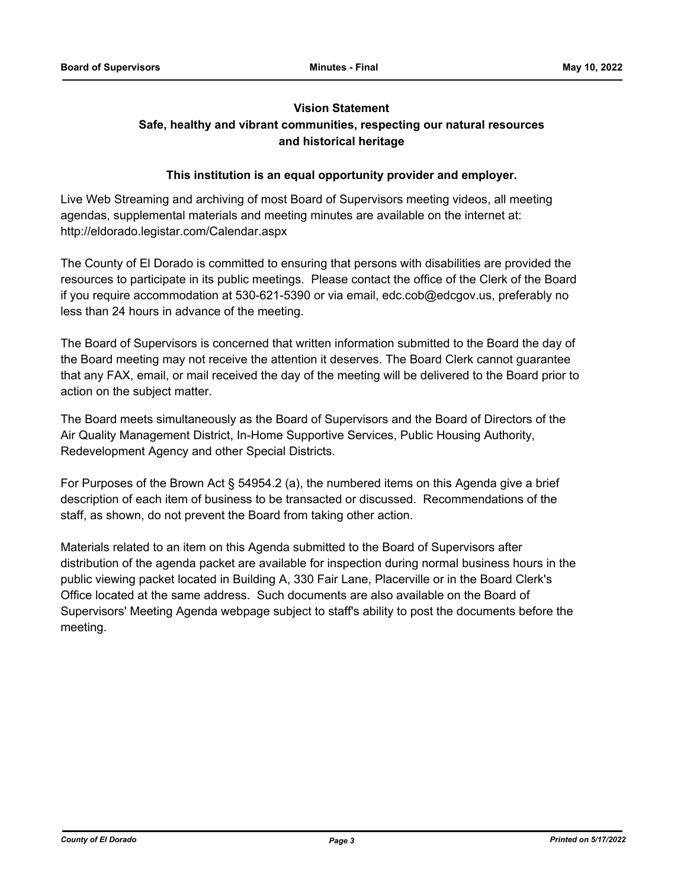**Vision Statement**

**Safe, healthy and vibrant communities, respecting our natural resources and historical heritage**

**This institution is an equal opportunity provider and employer.**

Live Web Streaming and archiving of most Board of Supervisors meeting videos, all meeting agendas, supplemental materials and meeting minutes are available on the internet at: http://eldorado.legistar.com/Calendar.aspx

The County of El Dorado is committed to ensuring that persons with disabilities are provided the resources to participate in its public meetings. Please contact the office of the Clerk of the Board if you require accommodation at 530-621-5390 or via email, edc.cob@edcgov.us, preferably no less than 24 hours in advance of the meeting.

The Board of Supervisors is concerned that written information submitted to the Board the day of the Board meeting may not receive the attention it deserves. The Board Clerk cannot guarantee that any FAX, email, or mail received the day of the meeting will be delivered to the Board prior to action on the subject matter.

The Board meets simultaneously as the Board of Supervisors and the Board of Directors of the Air Quality Management District, In-Home Supportive Services, Public Housing Authority, Redevelopment Agency and other Special Districts.

For Purposes of the Brown Act § 54954.2 (a), the numbered items on this Agenda give a brief description of each item of business to be transacted or discussed. Recommendations of the staff, as shown, do not prevent the Board from taking other action.

Materials related to an item on this Agenda submitted to the Board of Supervisors after distribution of the agenda packet are available for inspection during normal business hours in the public viewing packet located in Building A, 330 Fair Lane, Placerville or in the Board Clerk's Office located at the same address. Such documents are also available on the Board of Supervisors' Meeting Agenda webpage subject to staff's ability to post the documents before the meeting.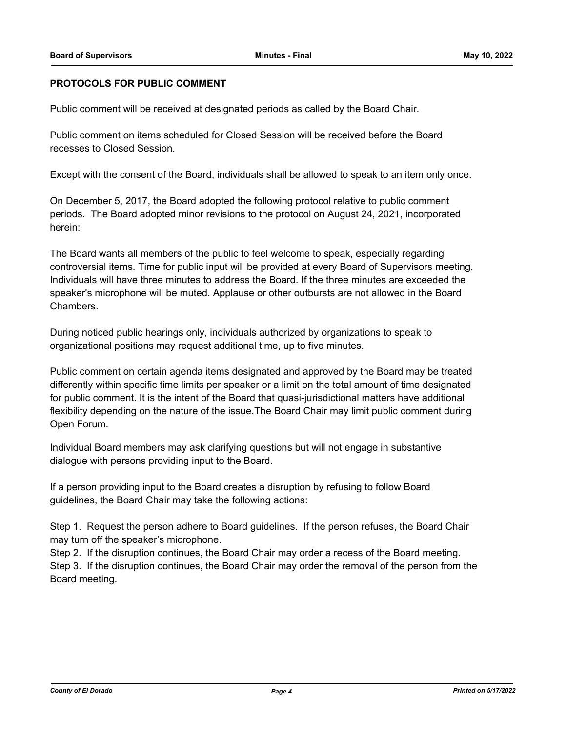## PROTOCOLS FOR PUBLIC COMMENT

Public comment will be received at designated periods as called by the Board Chair.

Public comment on items scheduled for Closed Session will be received before the Board recesses to Closed Session.

Except with the consent of the Board, individuals shall be allowed to speak to an item only once.

On December 5, 2017, the Board adopted the following protocol relative to public comment periods. The Board adopted minor revisions to the protocol on August 24, 2021, incorporated herein:

The Board wants all members of the public to feel welcome to speak, especially regarding controversial items. Time for public input will be provided at every Board of Supervisors meeting. Individuals will have three minutes to address the Board. If the three minutes are exceeded the speaker's microphone will be muted. Applause or other outbursts are not allowed in the Board Chambers.

During noticed public hearings only, individuals authorized by organizations to speak to organizational positions may request additional time, up to five minutes.

Public comment on certain agenda items designated and approved by the Board may be treated differently within specific time limits per speaker or a limit on the total amount of time designated for public comment. It is the intent of the Board that quasi-jurisdictional matters have additional flexibility depending on the nature of the issue.The Board Chair may limit public comment during Open Forum.

Individual Board members may ask clarifying questions but will not engage in substantive dialogue with persons providing input to the Board.

If a person providing input to the Board creates a disruption by refusing to follow Board guidelines, the Board Chair may take the following actions:

Step 1. Request the person adhere to Board guidelines. If the person refuses, the Board Chair may turn off the speaker's microphone.
Step 2. If the disruption continues, the Board Chair may order a recess of the Board meeting.
Step 3. If the disruption continues, the Board Chair may order the removal of the person from the Board meeting.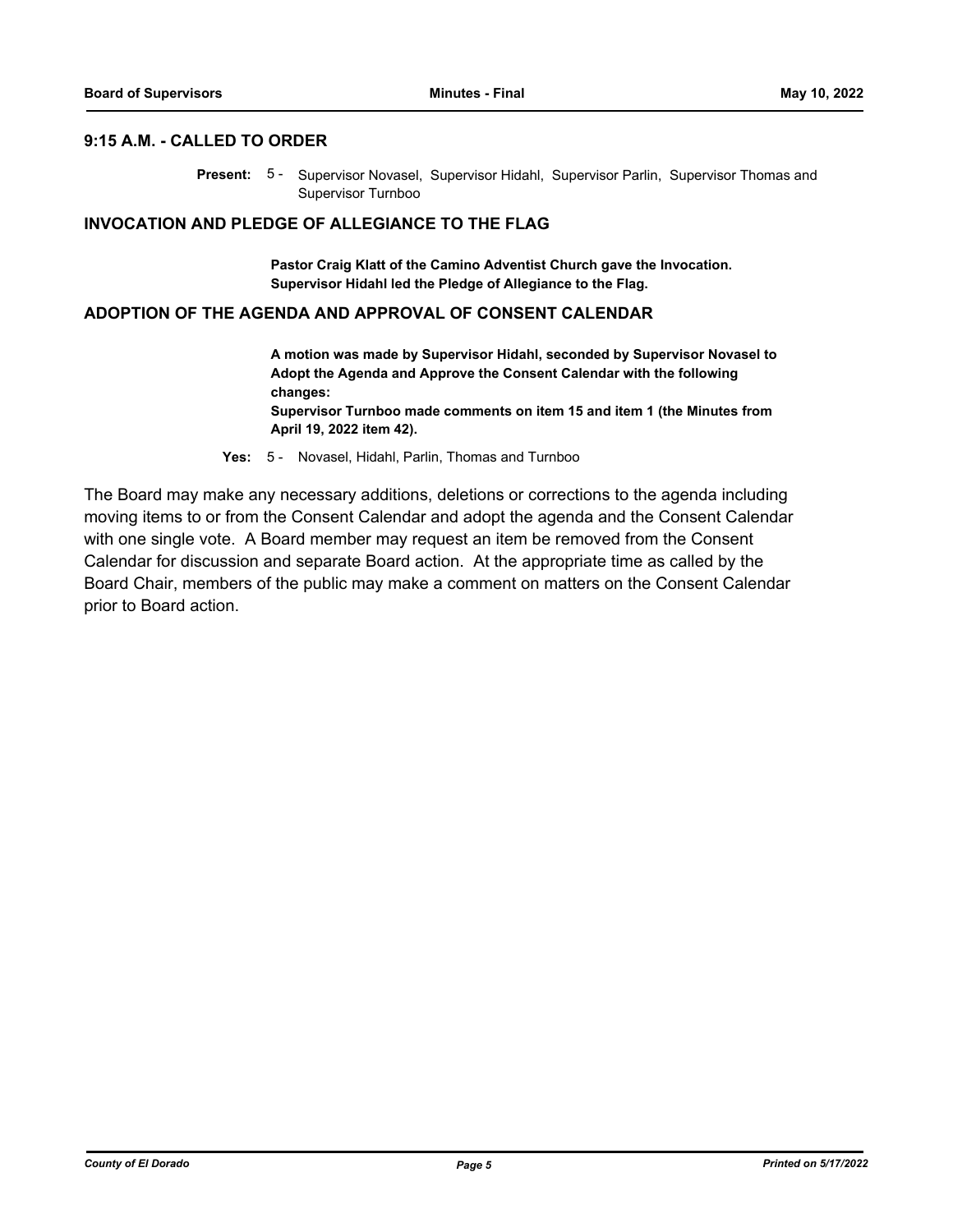## 9:15 A.M. - CALLED TO ORDER

**Present:** 5 - Supervisor Novasel, Supervisor Hidahl, Supervisor Parlin, Supervisor Thomas and Supervisor Turnboo

## INVOCATION AND PLEDGE OF ALLEGIANCE TO THE FLAG

**Pastor Craig Klatt of the Camino Adventist Church gave the Invocation. Supervisor Hidahl led the Pledge of Allegiance to the Flag.**

## ADOPTION OF THE AGENDA AND APPROVAL OF CONSENT CALENDAR

**A motion was made by Supervisor Hidahl, seconded by Supervisor Novasel to Adopt the Agenda and Approve the Consent Calendar with the following changes:**
**Supervisor Turnboo made comments on item 15 and item 1 (the Minutes from April 19, 2022 item 42).**

**Yes:** 5 - Novasel, Hidahl, Parlin, Thomas and Turnboo

The Board may make any necessary additions, deletions or corrections to the agenda including moving items to or from the Consent Calendar and adopt the agenda and the Consent Calendar with one single vote. A Board member may request an item be removed from the Consent Calendar for discussion and separate Board action. At the appropriate time as called by the Board Chair, members of the public may make a comment on matters on the Consent Calendar prior to Board action.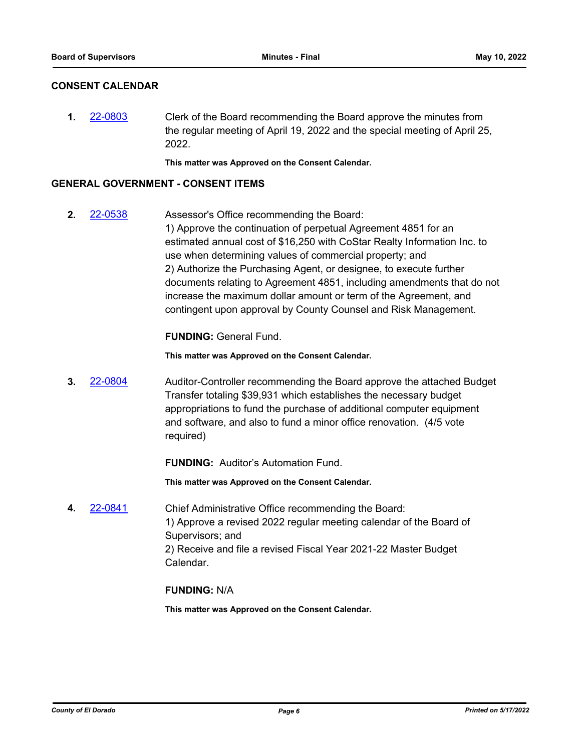## CONSENT CALENDAR

**1.** 22-0803 Clerk of the Board recommending the Board approve the minutes from the regular meeting of April 19, 2022 and the special meeting of April 25, 2022.

**This matter was Approved on the Consent Calendar.**

## GENERAL GOVERNMENT - CONSENT ITEMS

**2.** 22-0538 Assessor's Office recommending the Board:
1) Approve the continuation of perpetual Agreement 4851 for an estimated annual cost of $16,250 with CoStar Realty Information Inc. to use when determining values of commercial property; and
2) Authorize the Purchasing Agent, or designee, to execute further documents relating to Agreement 4851, including amendments that do not increase the maximum dollar amount or term of the Agreement, and contingent upon approval by County Counsel and Risk Management.

**FUNDING:** General Fund.

**This matter was Approved on the Consent Calendar.**

**3.** 22-0804 Auditor-Controller recommending the Board approve the attached Budget Transfer totaling $39,931 which establishes the necessary budget appropriations to fund the purchase of additional computer equipment and software, and also to fund a minor office renovation. (4/5 vote required)

**FUNDING:** Auditor's Automation Fund.

**This matter was Approved on the Consent Calendar.**

**4.** 22-0841 Chief Administrative Office recommending the Board:
1) Approve a revised 2022 regular meeting calendar of the Board of Supervisors; and
2) Receive and file a revised Fiscal Year 2021-22 Master Budget Calendar.

**FUNDING:** N/A

**This matter was Approved on the Consent Calendar.**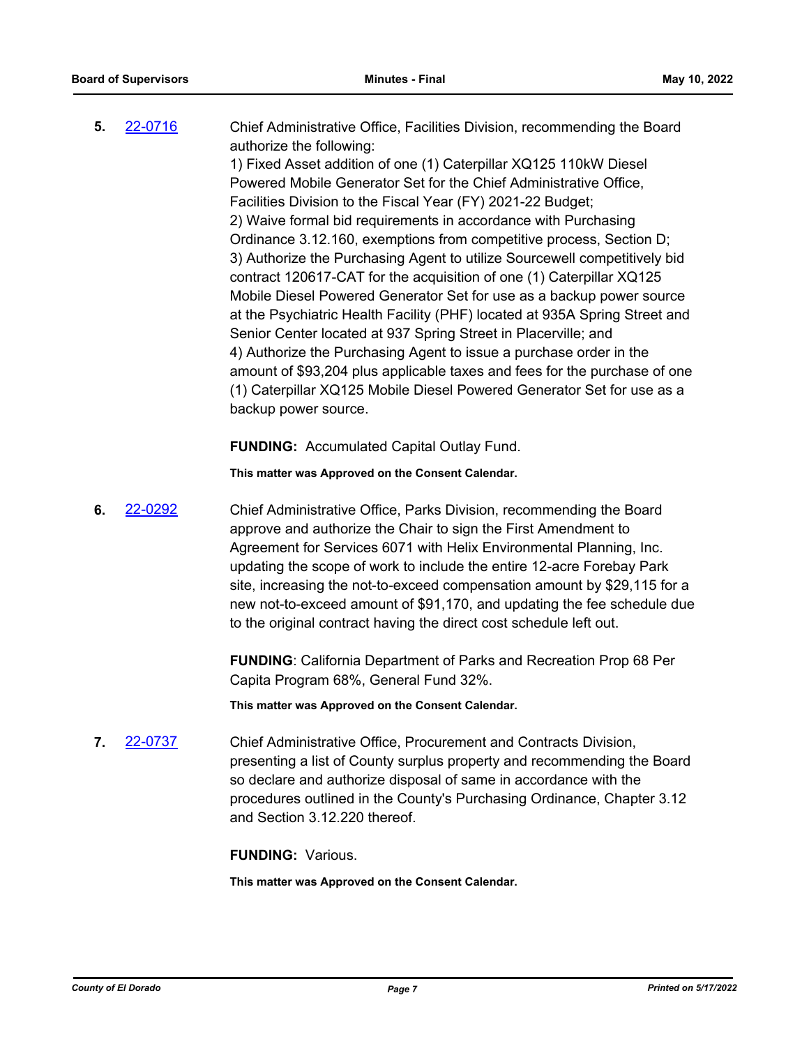**5.** 22-0716 Chief Administrative Office, Facilities Division, recommending the Board authorize the following:

1) Fixed Asset addition of one (1) Caterpillar XQ125 110kW Diesel Powered Mobile Generator Set for the Chief Administrative Office, Facilities Division to the Fiscal Year (FY) 2021-22 Budget;
2) Waive formal bid requirements in accordance with Purchasing Ordinance 3.12.160, exemptions from competitive process, Section D;
3) Authorize the Purchasing Agent to utilize Sourcewell competitively bid contract 120617-CAT for the acquisition of one (1) Caterpillar XQ125 Mobile Diesel Powered Generator Set for use as a backup power source at the Psychiatric Health Facility (PHF) located at 935A Spring Street and Senior Center located at 937 Spring Street in Placerville; and
4) Authorize the Purchasing Agent to issue a purchase order in the amount of $93,204 plus applicable taxes and fees for the purchase of one (1) Caterpillar XQ125 Mobile Diesel Powered Generator Set for use as a backup power source.

**FUNDING:** Accumulated Capital Outlay Fund.

**This matter was Approved on the Consent Calendar.**

**6.** 22-0292 Chief Administrative Office, Parks Division, recommending the Board approve and authorize the Chair to sign the First Amendment to Agreement for Services 6071 with Helix Environmental Planning, Inc. updating the scope of work to include the entire 12-acre Forebay Park site, increasing the not-to-exceed compensation amount by $29,115 for a new not-to-exceed amount of $91,170, and updating the fee schedule due to the original contract having the direct cost schedule left out.

**FUNDING**: California Department of Parks and Recreation Prop 68 Per Capita Program 68%, General Fund 32%.

**This matter was Approved on the Consent Calendar.**

**7.** 22-0737 Chief Administrative Office, Procurement and Contracts Division, presenting a list of County surplus property and recommending the Board so declare and authorize disposal of same in accordance with the procedures outlined in the County's Purchasing Ordinance, Chapter 3.12 and Section 3.12.220 thereof.

**FUNDING:** Various.

**This matter was Approved on the Consent Calendar.**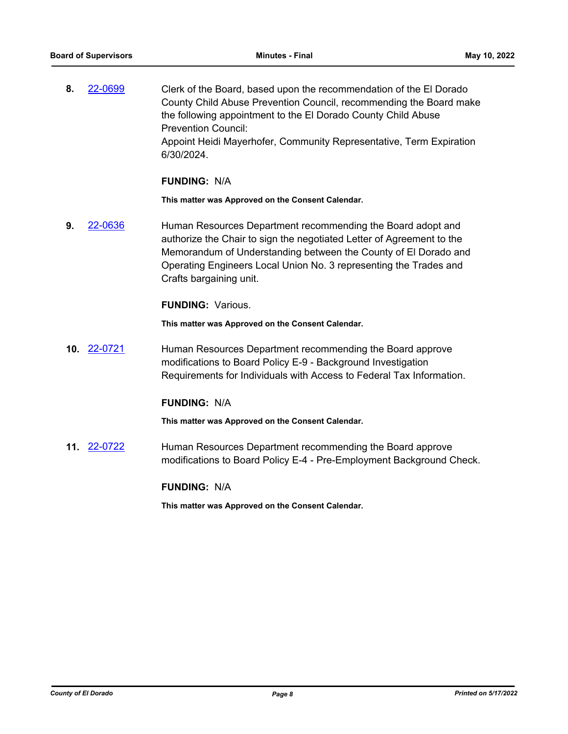**8.** 22-0699 Clerk of the Board, based upon the recommendation of the El Dorado County Child Abuse Prevention Council, recommending the Board make the following appointment to the El Dorado County Child Abuse Prevention Council:
Appoint Heidi Mayerhofer, Community Representative, Term Expiration 6/30/2024.

**FUNDING:** N/A

**This matter was Approved on the Consent Calendar.**

**9.** 22-0636 Human Resources Department recommending the Board adopt and authorize the Chair to sign the negotiated Letter of Agreement to the Memorandum of Understanding between the County of El Dorado and Operating Engineers Local Union No. 3 representing the Trades and Crafts bargaining unit.

**FUNDING:** Various.

**This matter was Approved on the Consent Calendar.**

**10.** 22-0721 Human Resources Department recommending the Board approve modifications to Board Policy E-9 - Background Investigation Requirements for Individuals with Access to Federal Tax Information.

**FUNDING:** N/A

**This matter was Approved on the Consent Calendar.**

**11.** 22-0722 Human Resources Department recommending the Board approve modifications to Board Policy E-4 - Pre-Employment Background Check.

**FUNDING:** N/A

**This matter was Approved on the Consent Calendar.**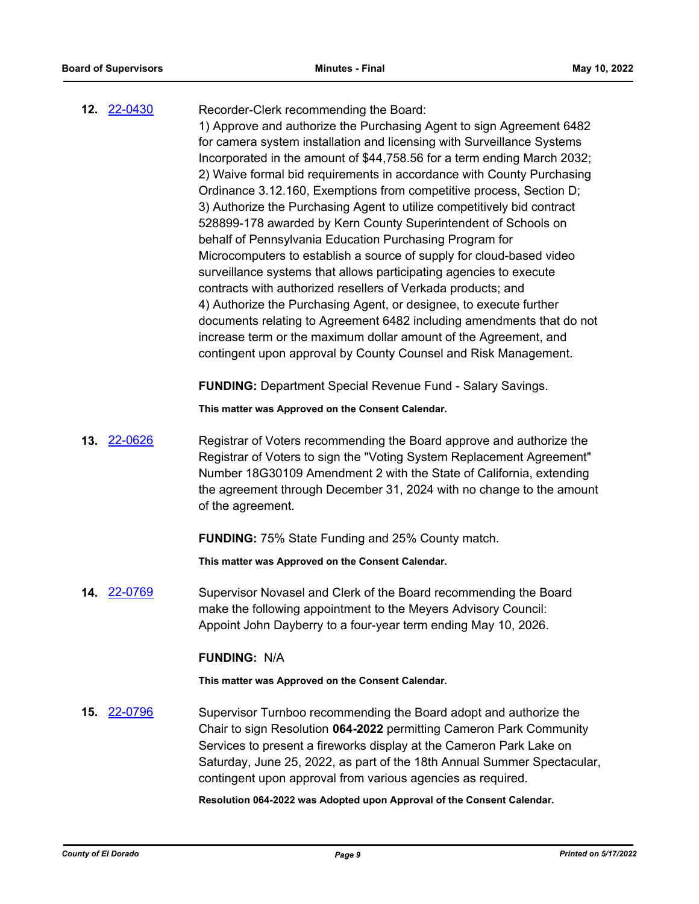**12.** 22-0430

Recorder-Clerk recommending the Board:
1) Approve and authorize the Purchasing Agent to sign Agreement 6482 for camera system installation and licensing with Surveillance Systems Incorporated in the amount of $44,758.56 for a term ending March 2032;
2) Waive formal bid requirements in accordance with County Purchasing Ordinance 3.12.160, Exemptions from competitive process, Section D;
3) Authorize the Purchasing Agent to utilize competitively bid contract 528899-178 awarded by Kern County Superintendent of Schools on behalf of Pennsylvania Education Purchasing Program for Microcomputers to establish a source of supply for cloud-based video surveillance systems that allows participating agencies to execute contracts with authorized resellers of Verkada products; and
4) Authorize the Purchasing Agent, or designee, to execute further documents relating to Agreement 6482 including amendments that do not increase term or the maximum dollar amount of the Agreement, and contingent upon approval by County Counsel and Risk Management.

**FUNDING:** Department Special Revenue Fund - Salary Savings.

**This matter was Approved on the Consent Calendar.**

**13.** 22-0626

Registrar of Voters recommending the Board approve and authorize the Registrar of Voters to sign the "Voting System Replacement Agreement" Number 18G30109 Amendment 2 with the State of California, extending the agreement through December 31, 2024 with no change to the amount of the agreement.

**FUNDING:** 75% State Funding and 25% County match.

**This matter was Approved on the Consent Calendar.**

**14.** 22-0769

Supervisor Novasel and Clerk of the Board recommending the Board make the following appointment to the Meyers Advisory Council: Appoint John Dayberry to a four-year term ending May 10, 2026.

**FUNDING:** N/A

**This matter was Approved on the Consent Calendar.**

**15.** 22-0796

Supervisor Turnboo recommending the Board adopt and authorize the Chair to sign Resolution **064-2022** permitting Cameron Park Community Services to present a fireworks display at the Cameron Park Lake on Saturday, June 25, 2022, as part of the 18th Annual Summer Spectacular, contingent upon approval from various agencies as required.

**Resolution 064-2022 was Adopted upon Approval of the Consent Calendar.**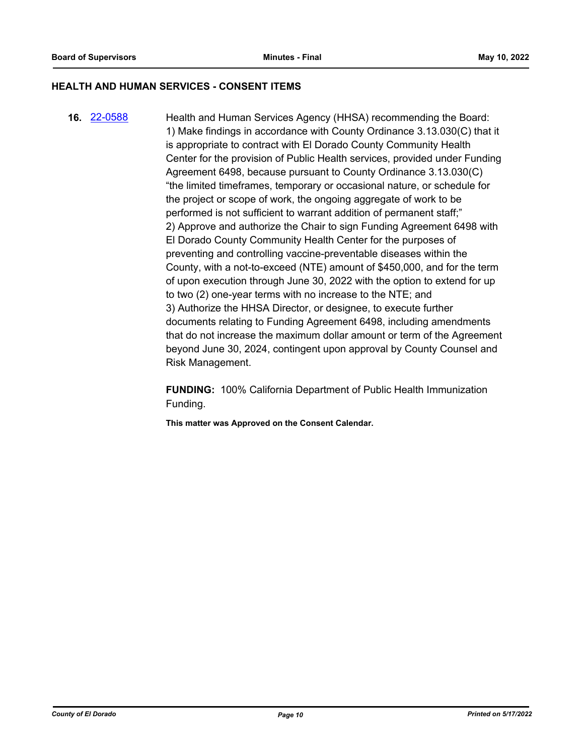## HEALTH AND HUMAN SERVICES - CONSENT ITEMS

**16.** 22-0588

Health and Human Services Agency (HHSA) recommending the Board:
1) Make findings in accordance with County Ordinance 3.13.030(C) that it is appropriate to contract with El Dorado County Community Health Center for the provision of Public Health services, provided under Funding Agreement 6498, because pursuant to County Ordinance 3.13.030(C) "the limited timeframes, temporary or occasional nature, or schedule for the project or scope of work, the ongoing aggregate of work to be performed is not sufficient to warrant addition of permanent staff;"
2) Approve and authorize the Chair to sign Funding Agreement 6498 with El Dorado County Community Health Center for the purposes of preventing and controlling vaccine-preventable diseases within the County, with a not-to-exceed (NTE) amount of $450,000, and for the term of upon execution through June 30, 2022 with the option to extend for up to two (2) one-year terms with no increase to the NTE; and
3) Authorize the HHSA Director, or designee, to execute further documents relating to Funding Agreement 6498, including amendments that do not increase the maximum dollar amount or term of the Agreement beyond June 30, 2024, contingent upon approval by County Counsel and Risk Management.

**FUNDING:** 100% California Department of Public Health Immunization Funding.

**This matter was Approved on the Consent Calendar.**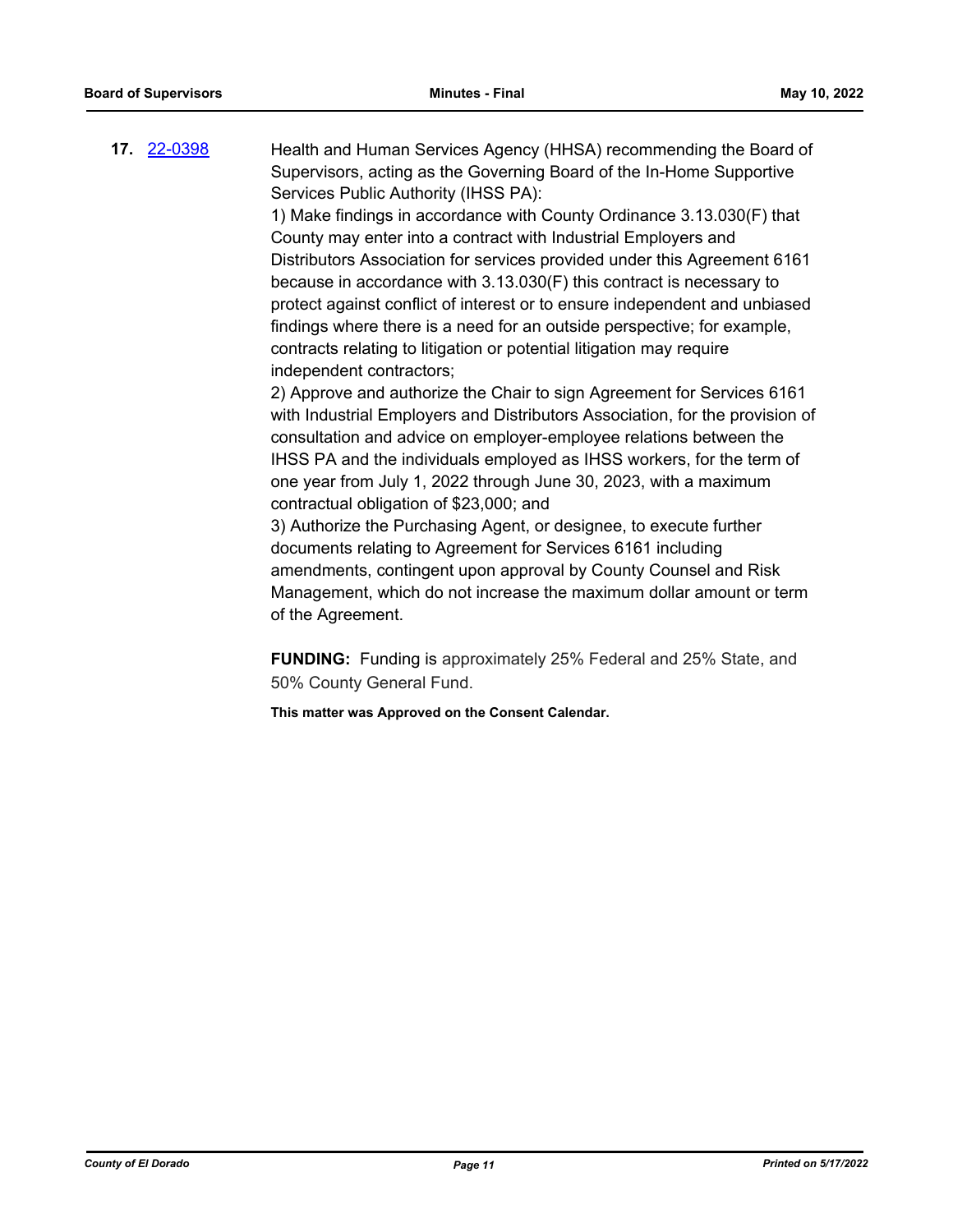**17.** 22-0398

Health and Human Services Agency (HHSA) recommending the Board of Supervisors, acting as the Governing Board of the In-Home Supportive Services Public Authority (IHSS PA):

1) Make findings in accordance with County Ordinance 3.13.030(F) that County may enter into a contract with Industrial Employers and Distributors Association for services provided under this Agreement 6161 because in accordance with 3.13.030(F) this contract is necessary to protect against conflict of interest or to ensure independent and unbiased findings where there is a need for an outside perspective; for example, contracts relating to litigation or potential litigation may require independent contractors;

2) Approve and authorize the Chair to sign Agreement for Services 6161 with Industrial Employers and Distributors Association, for the provision of consultation and advice on employer-employee relations between the IHSS PA and the individuals employed as IHSS workers, for the term of one year from July 1, 2022 through June 30, 2023, with a maximum contractual obligation of $23,000; and

3) Authorize the Purchasing Agent, or designee, to execute further documents relating to Agreement for Services 6161 including amendments, contingent upon approval by County Counsel and Risk Management, which do not increase the maximum dollar amount or term of the Agreement.

**FUNDING:** Funding is approximately 25% Federal and 25% State, and 50% County General Fund.

**This matter was Approved on the Consent Calendar.**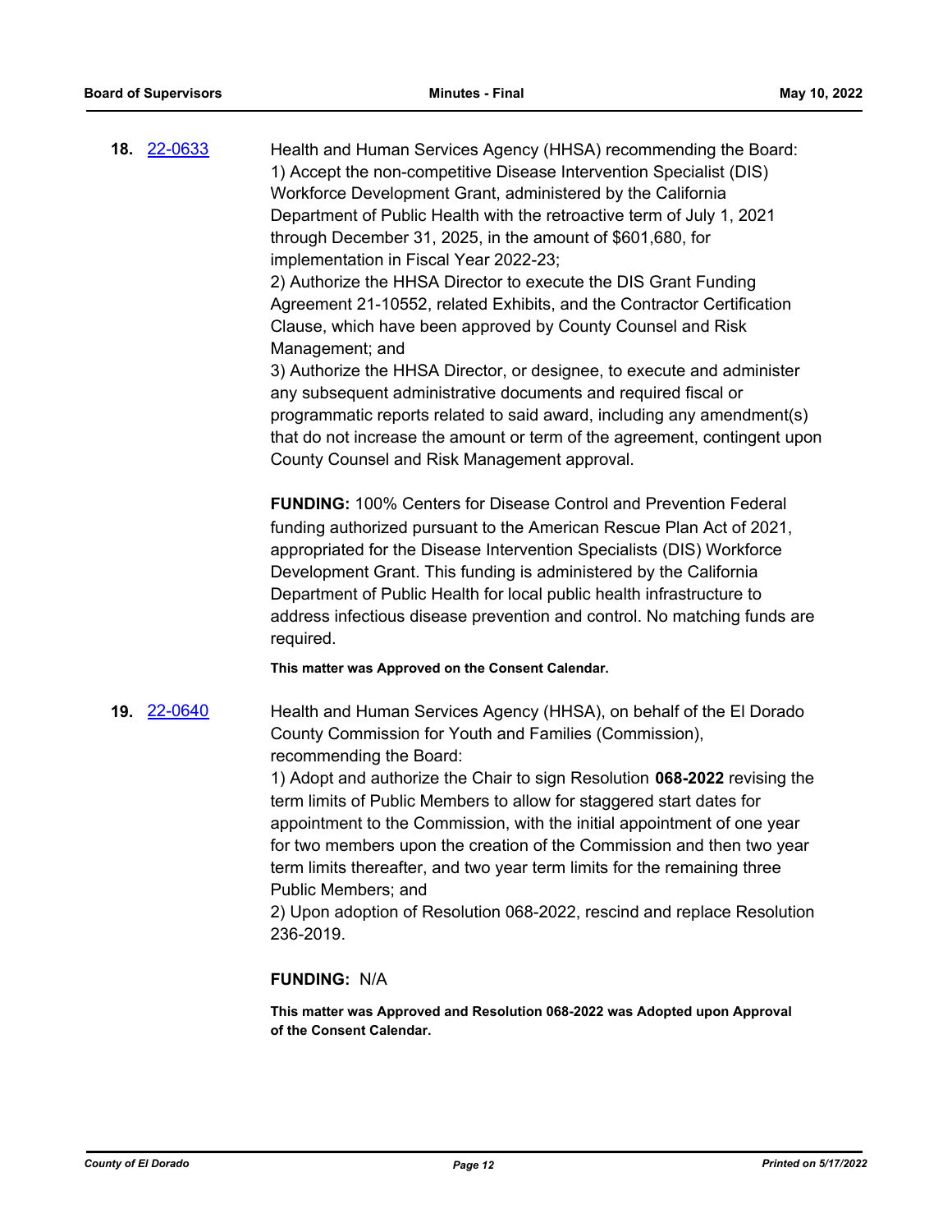**18.** [22-0633](22-0633)

Health and Human Services Agency (HHSA) recommending the Board:
1) Accept the non-competitive Disease Intervention Specialist (DIS) Workforce Development Grant, administered by the California Department of Public Health with the retroactive term of July 1, 2021 through December 31, 2025, in the amount of $601,680, for implementation in Fiscal Year 2022-23;
2) Authorize the HHSA Director to execute the DIS Grant Funding Agreement 21-10552, related Exhibits, and the Contractor Certification Clause, which have been approved by County Counsel and Risk Management; and
3) Authorize the HHSA Director, or designee, to execute and administer any subsequent administrative documents and required fiscal or programmatic reports related to said award, including any amendment(s) that do not increase the amount or term of the agreement, contingent upon County Counsel and Risk Management approval.

**FUNDING:** 100% Centers for Disease Control and Prevention Federal funding authorized pursuant to the American Rescue Plan Act of 2021, appropriated for the Disease Intervention Specialists (DIS) Workforce Development Grant. This funding is administered by the California Department of Public Health for local public health infrastructure to address infectious disease prevention and control. No matching funds are required.

**This matter was Approved on the Consent Calendar.**

**19.** [22-0640](22-0640)

Health and Human Services Agency (HHSA), on behalf of the El Dorado County Commission for Youth and Families (Commission), recommending the Board:
1) Adopt and authorize the Chair to sign Resolution **068-2022** revising the term limits of Public Members to allow for staggered start dates for appointment to the Commission, with the initial appointment of one year for two members upon the creation of the Commission and then two year term limits thereafter, and two year term limits for the remaining three Public Members; and
2) Upon adoption of Resolution 068-2022, rescind and replace Resolution 236-2019.

**FUNDING:** N/A

**This matter was Approved and Resolution 068-2022 was Adopted upon Approval of the Consent Calendar.**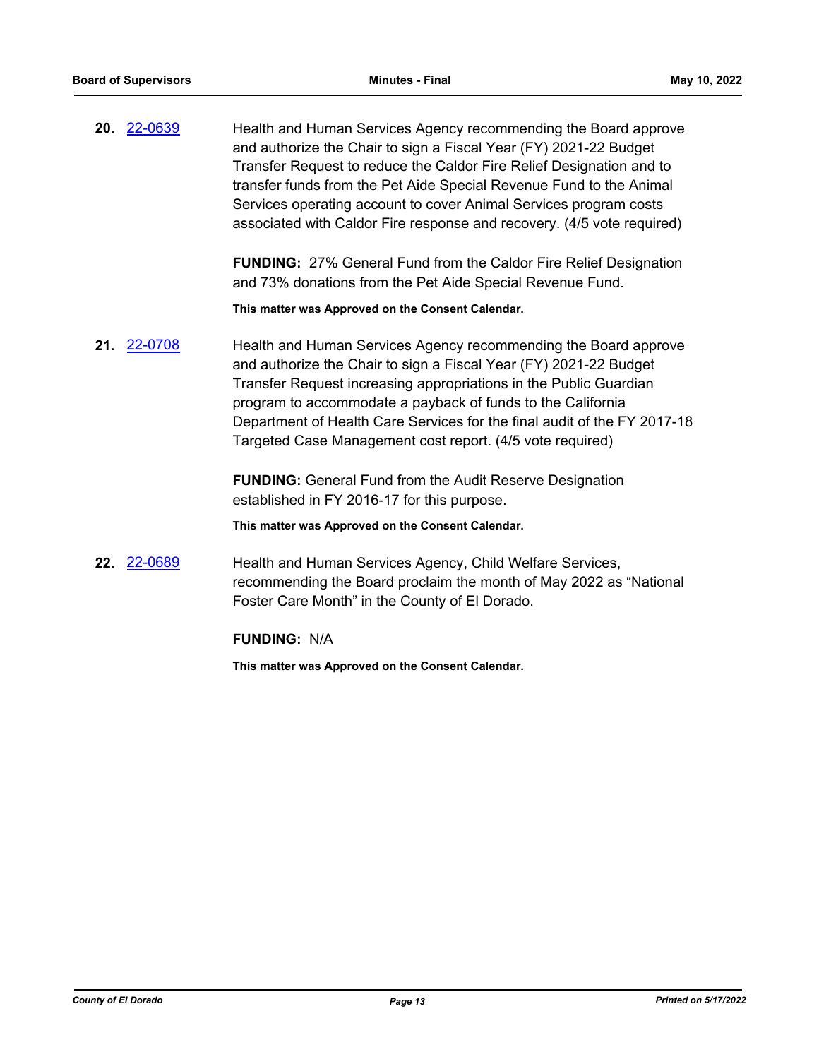**20.** 22-0639 Health and Human Services Agency recommending the Board approve and authorize the Chair to sign a Fiscal Year (FY) 2021-22 Budget Transfer Request to reduce the Caldor Fire Relief Designation and to transfer funds from the Pet Aide Special Revenue Fund to the Animal Services operating account to cover Animal Services program costs associated with Caldor Fire response and recovery. (4/5 vote required)

**FUNDING:** 27% General Fund from the Caldor Fire Relief Designation and 73% donations from the Pet Aide Special Revenue Fund.

**This matter was Approved on the Consent Calendar.**

**21.** 22-0708 Health and Human Services Agency recommending the Board approve and authorize the Chair to sign a Fiscal Year (FY) 2021-22 Budget Transfer Request increasing appropriations in the Public Guardian program to accommodate a payback of funds to the California Department of Health Care Services for the final audit of the FY 2017-18 Targeted Case Management cost report. (4/5 vote required)

**FUNDING:** General Fund from the Audit Reserve Designation established in FY 2016-17 for this purpose.

**This matter was Approved on the Consent Calendar.**

**22.** 22-0689 Health and Human Services Agency, Child Welfare Services, recommending the Board proclaim the month of May 2022 as "National Foster Care Month" in the County of El Dorado.

**FUNDING:** N/A

**This matter was Approved on the Consent Calendar.**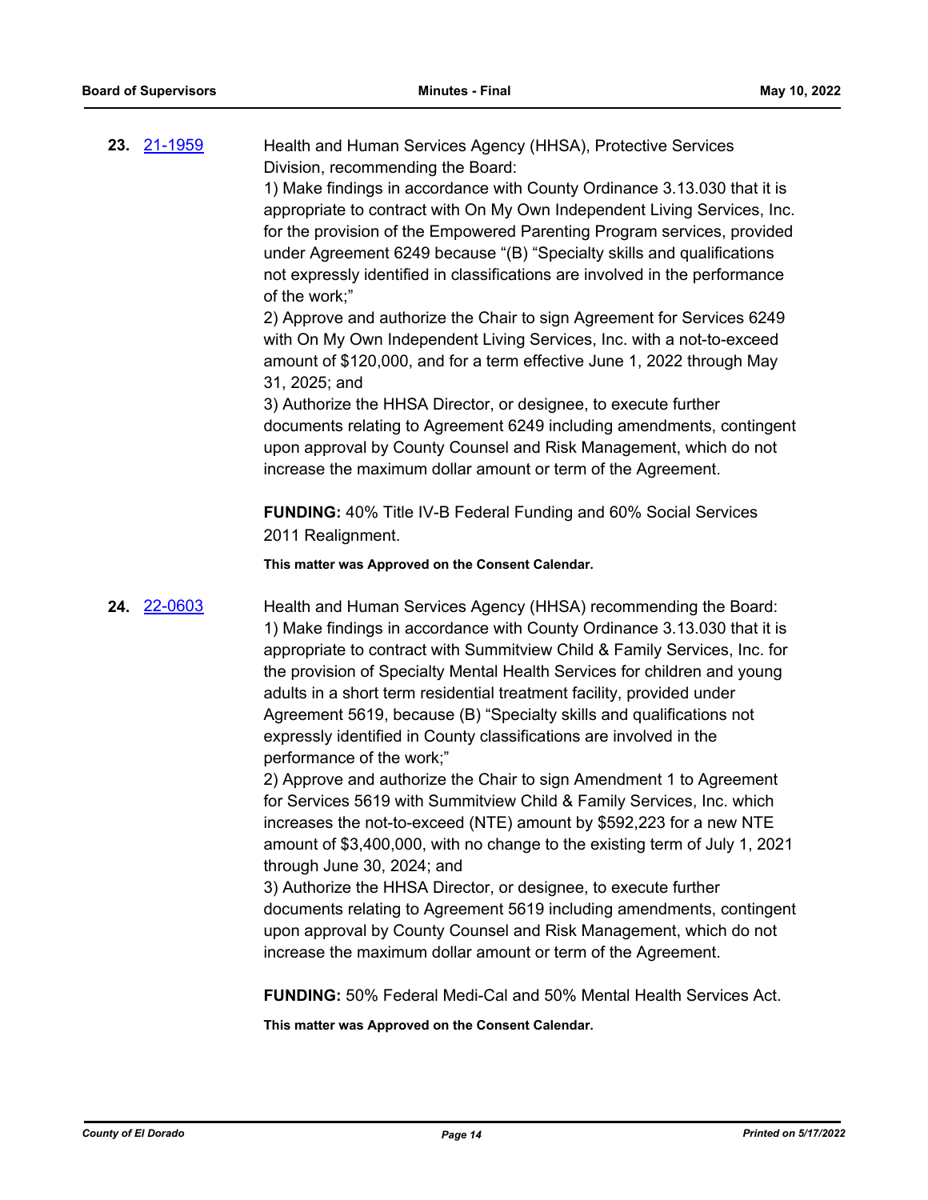**23.** 21-1959

Health and Human Services Agency (HHSA), Protective Services Division, recommending the Board:

1) Make findings in accordance with County Ordinance 3.13.030 that it is appropriate to contract with On My Own Independent Living Services, Inc. for the provision of the Empowered Parenting Program services, provided under Agreement 6249 because "(B) "Specialty skills and qualifications not expressly identified in classifications are involved in the performance of the work;"

2) Approve and authorize the Chair to sign Agreement for Services 6249 with On My Own Independent Living Services, Inc. with a not-to-exceed amount of $120,000, and for a term effective June 1, 2022 through May 31, 2025; and

3) Authorize the HHSA Director, or designee, to execute further documents relating to Agreement 6249 including amendments, contingent upon approval by County Counsel and Risk Management, which do not increase the maximum dollar amount or term of the Agreement.

**FUNDING:** 40% Title IV-B Federal Funding and 60% Social Services 2011 Realignment.

**This matter was Approved on the Consent Calendar.**

**24.** 22-0603

Health and Human Services Agency (HHSA) recommending the Board:

1) Make findings in accordance with County Ordinance 3.13.030 that it is appropriate to contract with Summitview Child & Family Services, Inc. for the provision of Specialty Mental Health Services for children and young adults in a short term residential treatment facility, provided under Agreement 5619, because (B) "Specialty skills and qualifications not expressly identified in County classifications are involved in the performance of the work;"

2) Approve and authorize the Chair to sign Amendment 1 to Agreement for Services 5619 with Summitview Child & Family Services, Inc. which increases the not-to-exceed (NTE) amount by $592,223 for a new NTE amount of $3,400,000, with no change to the existing term of July 1, 2021 through June 30, 2024; and

3) Authorize the HHSA Director, or designee, to execute further documents relating to Agreement 5619 including amendments, contingent upon approval by County Counsel and Risk Management, which do not increase the maximum dollar amount or term of the Agreement.

**FUNDING:** 50% Federal Medi-Cal and 50% Mental Health Services Act.

**This matter was Approved on the Consent Calendar.**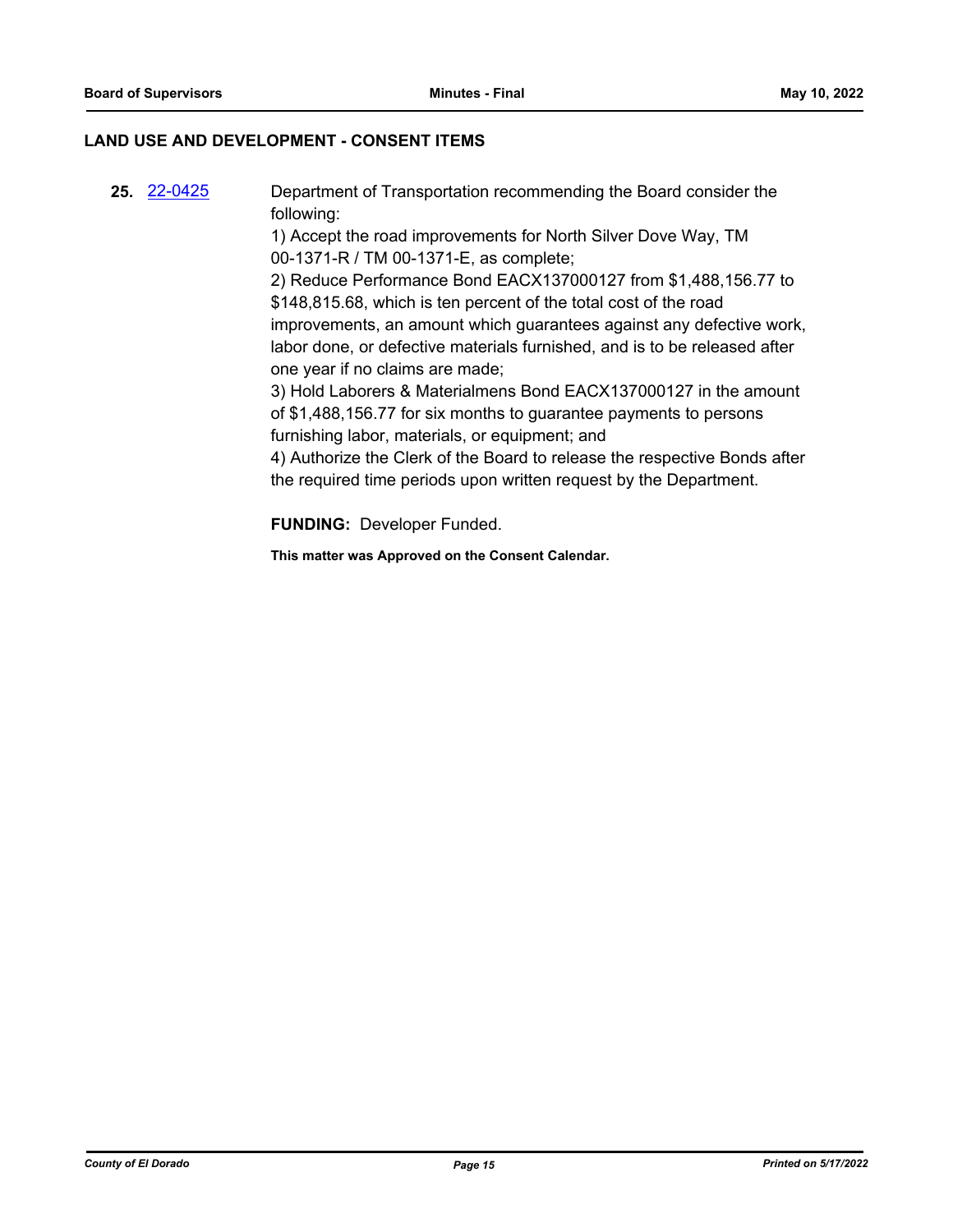## LAND USE AND DEVELOPMENT - CONSENT ITEMS

**25.** 22-0425

Department of Transportation recommending the Board consider the following:
1) Accept the road improvements for North Silver Dove Way, TM 00-1371-R / TM 00-1371-E, as complete;
2) Reduce Performance Bond EACX137000127 from $1,488,156.77 to $148,815.68, which is ten percent of the total cost of the road improvements, an amount which guarantees against any defective work, labor done, or defective materials furnished, and is to be released after one year if no claims are made;
3) Hold Laborers & Materialmens Bond EACX137000127 in the amount of $1,488,156.77 for six months to guarantee payments to persons furnishing labor, materials, or equipment; and
4) Authorize the Clerk of the Board to release the respective Bonds after the required time periods upon written request by the Department.

**FUNDING:** Developer Funded.

**This matter was Approved on the Consent Calendar.**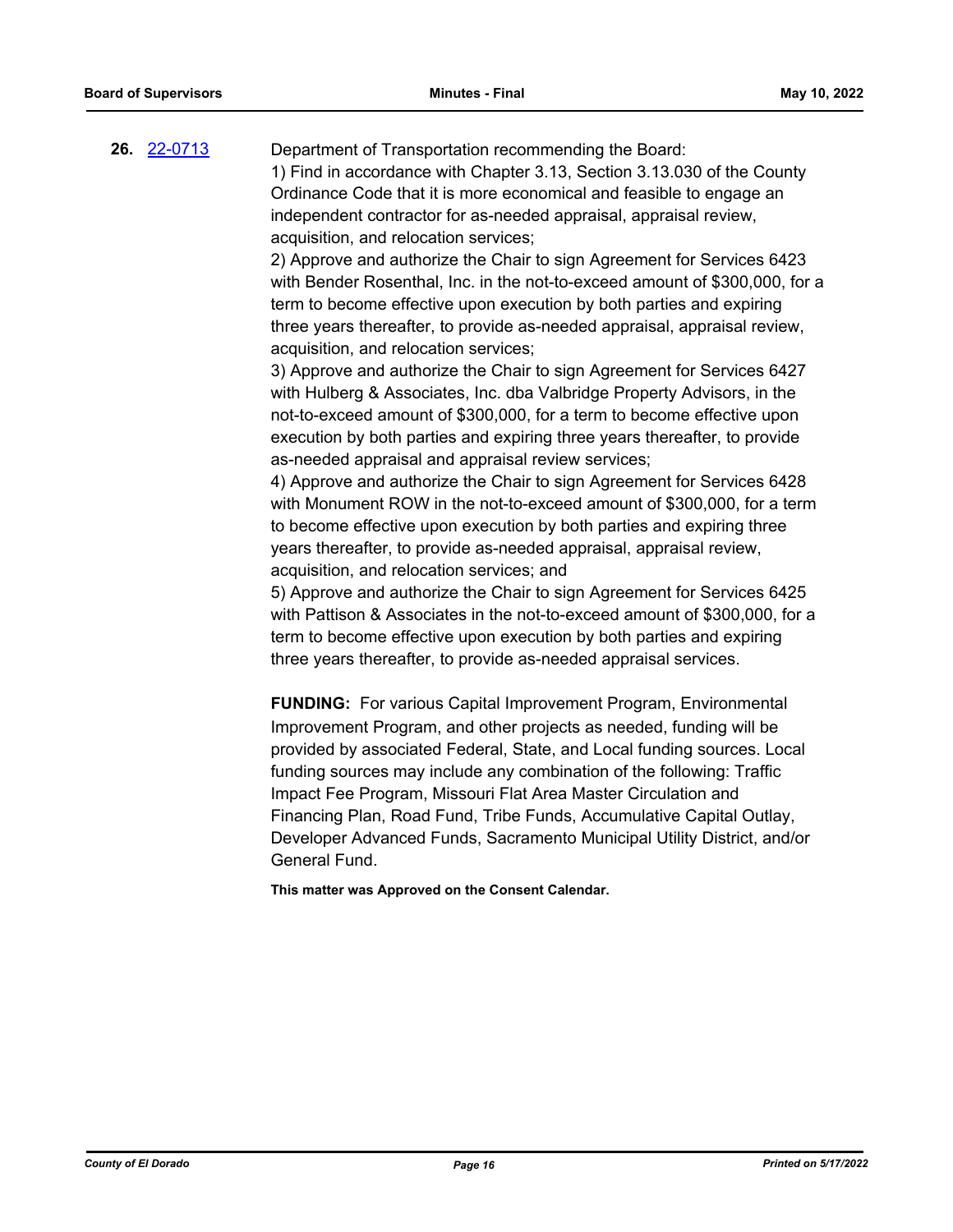**26.** [22-0713](22-0713)

Department of Transportation recommending the Board:

1) Find in accordance with Chapter 3.13, Section 3.13.030 of the County Ordinance Code that it is more economical and feasible to engage an independent contractor for as-needed appraisal, appraisal review, acquisition, and relocation services;

2) Approve and authorize the Chair to sign Agreement for Services 6423 with Bender Rosenthal, Inc. in the not-to-exceed amount of $300,000, for a term to become effective upon execution by both parties and expiring three years thereafter, to provide as-needed appraisal, appraisal review, acquisition, and relocation services;

3) Approve and authorize the Chair to sign Agreement for Services 6427 with Hulberg & Associates, Inc. dba Valbridge Property Advisors, in the not-to-exceed amount of $300,000, for a term to become effective upon execution by both parties and expiring three years thereafter, to provide as-needed appraisal and appraisal review services;

4) Approve and authorize the Chair to sign Agreement for Services 6428 with Monument ROW in the not-to-exceed amount of $300,000, for a term to become effective upon execution by both parties and expiring three years thereafter, to provide as-needed appraisal, appraisal review, acquisition, and relocation services; and

5) Approve and authorize the Chair to sign Agreement for Services 6425 with Pattison & Associates in the not-to-exceed amount of $300,000, for a term to become effective upon execution by both parties and expiring three years thereafter, to provide as-needed appraisal services.

**FUNDING:** For various Capital Improvement Program, Environmental Improvement Program, and other projects as needed, funding will be provided by associated Federal, State, and Local funding sources. Local funding sources may include any combination of the following: Traffic Impact Fee Program, Missouri Flat Area Master Circulation and Financing Plan, Road Fund, Tribe Funds, Accumulative Capital Outlay, Developer Advanced Funds, Sacramento Municipal Utility District, and/or General Fund.

**This matter was Approved on the Consent Calendar.**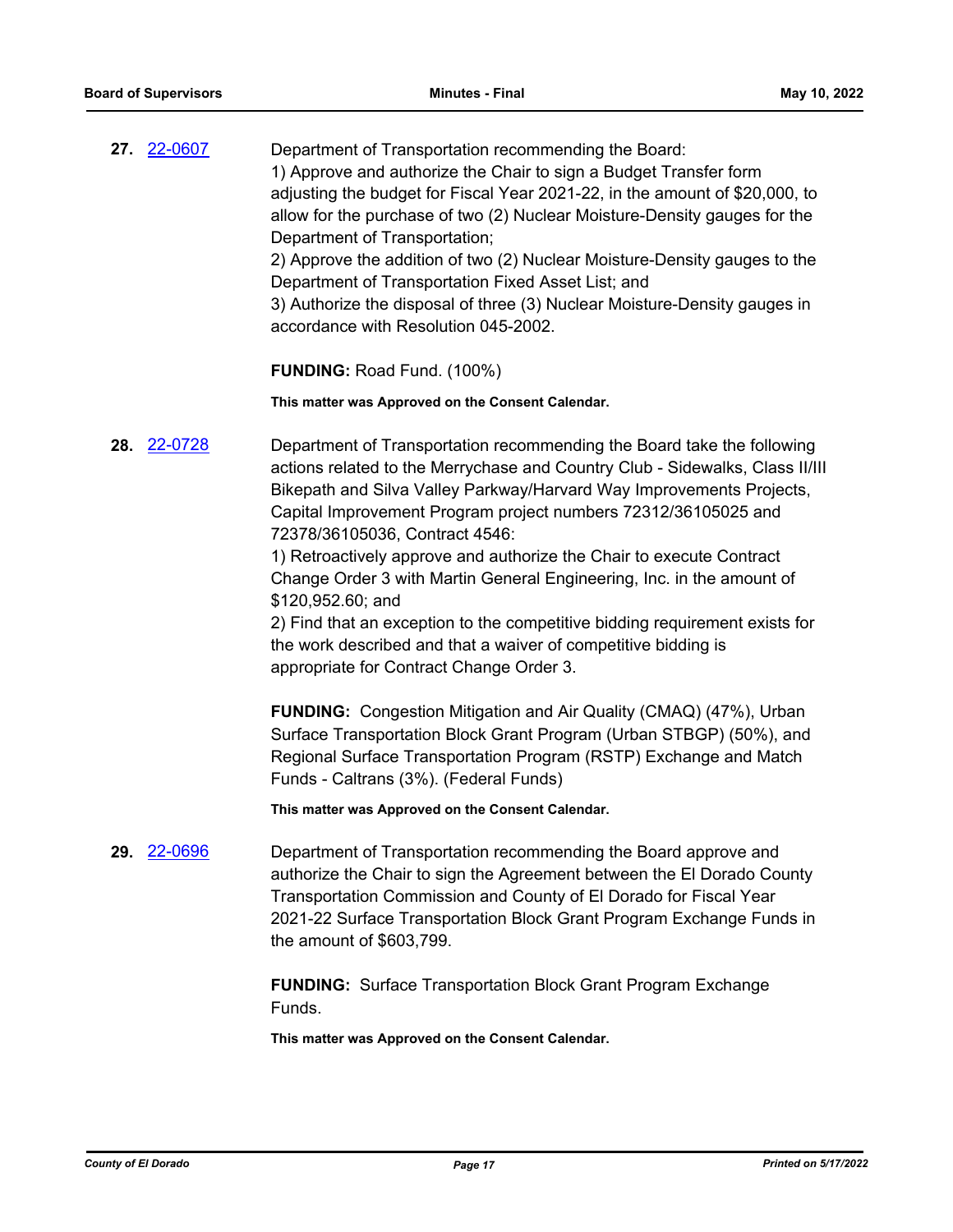**27.** 22-0607

Department of Transportation recommending the Board:
1) Approve and authorize the Chair to sign a Budget Transfer form adjusting the budget for Fiscal Year 2021-22, in the amount of $20,000, to allow for the purchase of two (2) Nuclear Moisture-Density gauges for the Department of Transportation;
2) Approve the addition of two (2) Nuclear Moisture-Density gauges to the Department of Transportation Fixed Asset List; and
3) Authorize the disposal of three (3) Nuclear Moisture-Density gauges in accordance with Resolution 045-2002.

**FUNDING:** Road Fund. (100%)

**This matter was Approved on the Consent Calendar.**

**28.** 22-0728

Department of Transportation recommending the Board take the following actions related to the Merrychase and Country Club - Sidewalks, Class II/III Bikepath and Silva Valley Parkway/Harvard Way Improvements Projects, Capital Improvement Program project numbers 72312/36105025 and 72378/36105036, Contract 4546:
1) Retroactively approve and authorize the Chair to execute Contract Change Order 3 with Martin General Engineering, Inc. in the amount of $120,952.60; and
2) Find that an exception to the competitive bidding requirement exists for the work described and that a waiver of competitive bidding is appropriate for Contract Change Order 3.

**FUNDING:** Congestion Mitigation and Air Quality (CMAQ) (47%), Urban Surface Transportation Block Grant Program (Urban STBGP) (50%), and Regional Surface Transportation Program (RSTP) Exchange and Match Funds - Caltrans (3%). (Federal Funds)

**This matter was Approved on the Consent Calendar.**

**29.** 22-0696

Department of Transportation recommending the Board approve and authorize the Chair to sign the Agreement between the El Dorado County Transportation Commission and County of El Dorado for Fiscal Year 2021-22 Surface Transportation Block Grant Program Exchange Funds in the amount of $603,799.

**FUNDING:** Surface Transportation Block Grant Program Exchange Funds.

**This matter was Approved on the Consent Calendar.**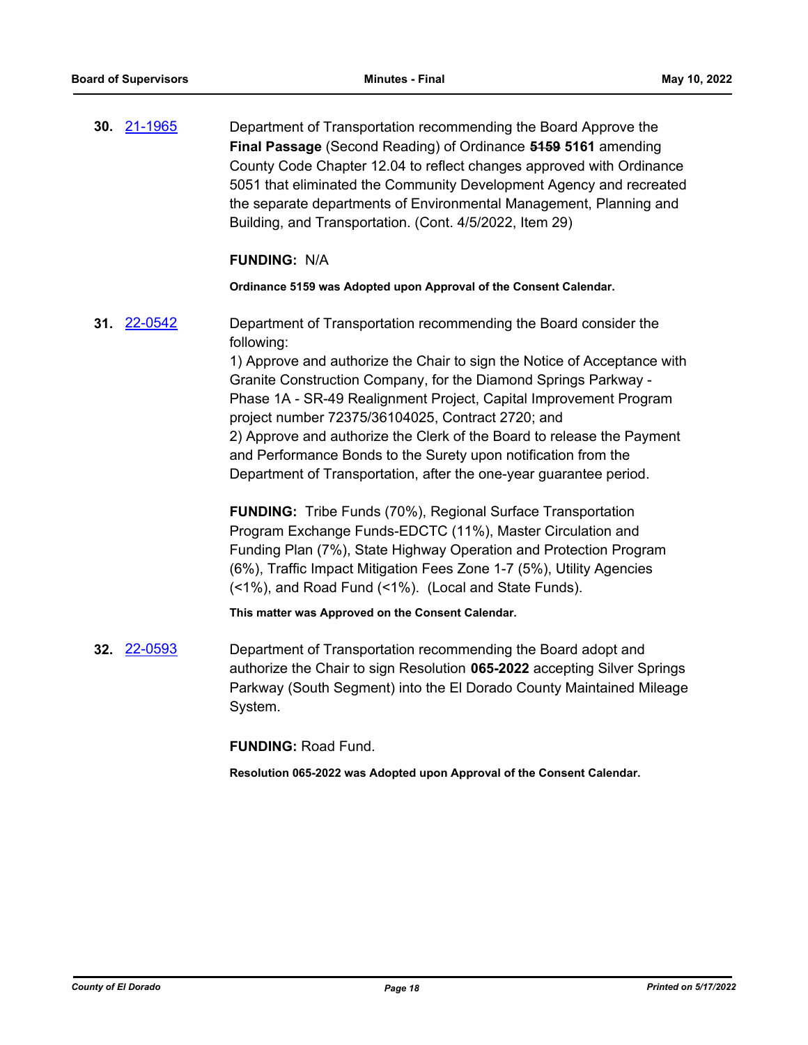**30.** 21-1965

Department of Transportation recommending the Board Approve the **Final Passage** (Second Reading) of Ordinance ~~5159~~ **5161** amending County Code Chapter 12.04 to reflect changes approved with Ordinance 5051 that eliminated the Community Development Agency and recreated the separate departments of Environmental Management, Planning and Building, and Transportation. (Cont. 4/5/2022, Item 29)

**FUNDING:** N/A

**Ordinance 5159 was Adopted upon Approval of the Consent Calendar.**

**31.** 22-0542

Department of Transportation recommending the Board consider the following:
1) Approve and authorize the Chair to sign the Notice of Acceptance with Granite Construction Company, for the Diamond Springs Parkway - Phase 1A - SR-49 Realignment Project, Capital Improvement Program project number 72375/36104025, Contract 2720; and
2) Approve and authorize the Clerk of the Board to release the Payment and Performance Bonds to the Surety upon notification from the Department of Transportation, after the one-year guarantee period.

**FUNDING:** Tribe Funds (70%), Regional Surface Transportation Program Exchange Funds-EDCTC (11%), Master Circulation and Funding Plan (7%), State Highway Operation and Protection Program (6%), Traffic Impact Mitigation Fees Zone 1-7 (5%), Utility Agencies (<1%), and Road Fund (<1%). (Local and State Funds).

**This matter was Approved on the Consent Calendar.**

**32.** 22-0593

Department of Transportation recommending the Board adopt and authorize the Chair to sign Resolution **065-2022** accepting Silver Springs Parkway (South Segment) into the El Dorado County Maintained Mileage System.

**FUNDING:** Road Fund.

**Resolution 065-2022 was Adopted upon Approval of the Consent Calendar.**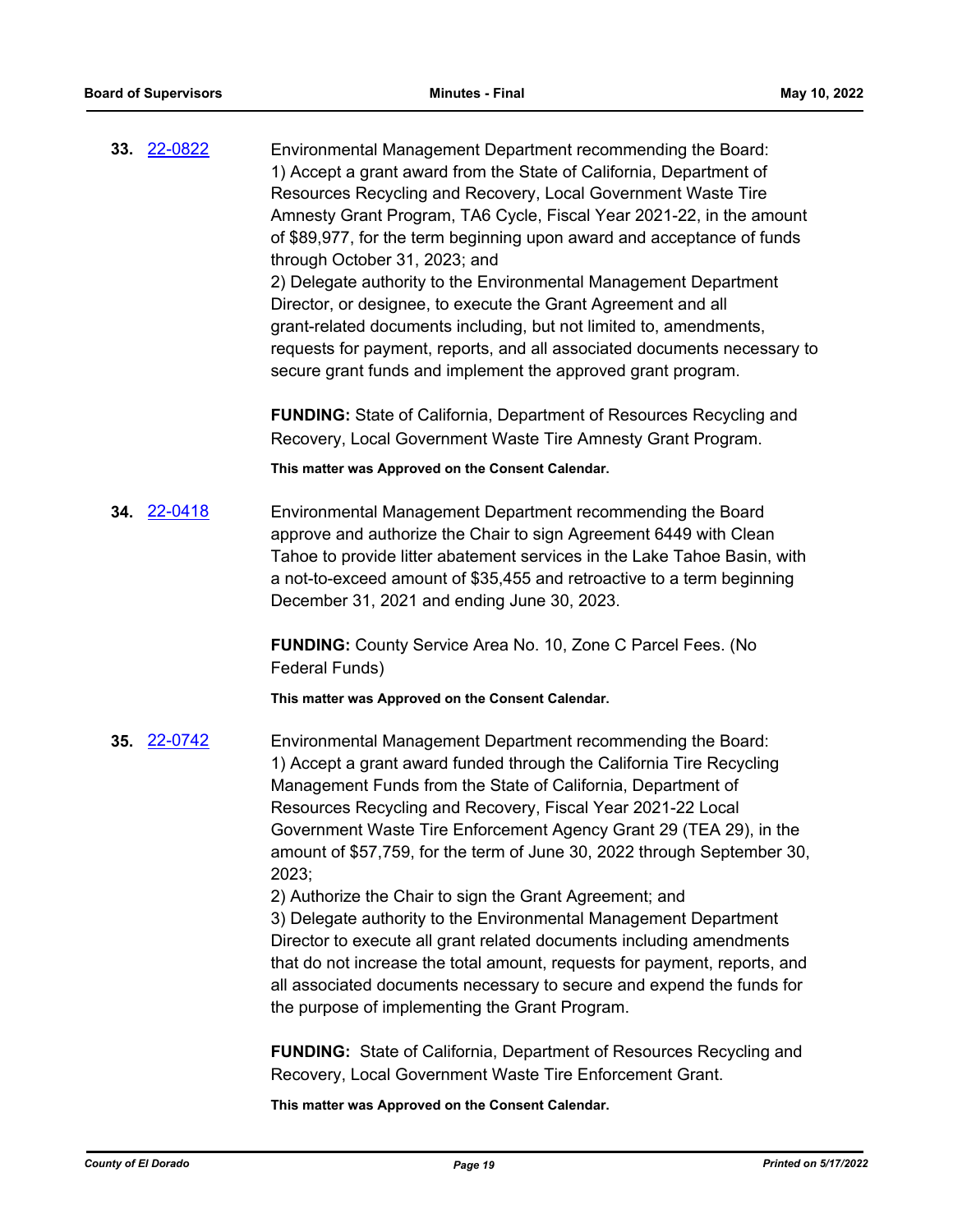**33.** 22-0822

Environmental Management Department recommending the Board:
1) Accept a grant award from the State of California, Department of Resources Recycling and Recovery, Local Government Waste Tire Amnesty Grant Program, TA6 Cycle, Fiscal Year 2021-22, in the amount of $89,977, for the term beginning upon award and acceptance of funds through October 31, 2023; and
2) Delegate authority to the Environmental Management Department Director, or designee, to execute the Grant Agreement and all grant-related documents including, but not limited to, amendments, requests for payment, reports, and all associated documents necessary to secure grant funds and implement the approved grant program.

**FUNDING:** State of California, Department of Resources Recycling and Recovery, Local Government Waste Tire Amnesty Grant Program.

**This matter was Approved on the Consent Calendar.**

**34.** 22-0418

Environmental Management Department recommending the Board approve and authorize the Chair to sign Agreement 6449 with Clean Tahoe to provide litter abatement services in the Lake Tahoe Basin, with a not-to-exceed amount of $35,455 and retroactive to a term beginning December 31, 2021 and ending June 30, 2023.

**FUNDING:** County Service Area No. 10, Zone C Parcel Fees. (No Federal Funds)

**This matter was Approved on the Consent Calendar.**

**35.** 22-0742

Environmental Management Department recommending the Board:
1) Accept a grant award funded through the California Tire Recycling Management Funds from the State of California, Department of Resources Recycling and Recovery, Fiscal Year 2021-22 Local Government Waste Tire Enforcement Agency Grant 29 (TEA 29), in the amount of $57,759, for the term of June 30, 2022 through September 30, 2023;
2) Authorize the Chair to sign the Grant Agreement; and
3) Delegate authority to the Environmental Management Department Director to execute all grant related documents including amendments that do not increase the total amount, requests for payment, reports, and all associated documents necessary to secure and expend the funds for the purpose of implementing the Grant Program.

**FUNDING:** State of California, Department of Resources Recycling and Recovery, Local Government Waste Tire Enforcement Grant.

**This matter was Approved on the Consent Calendar.**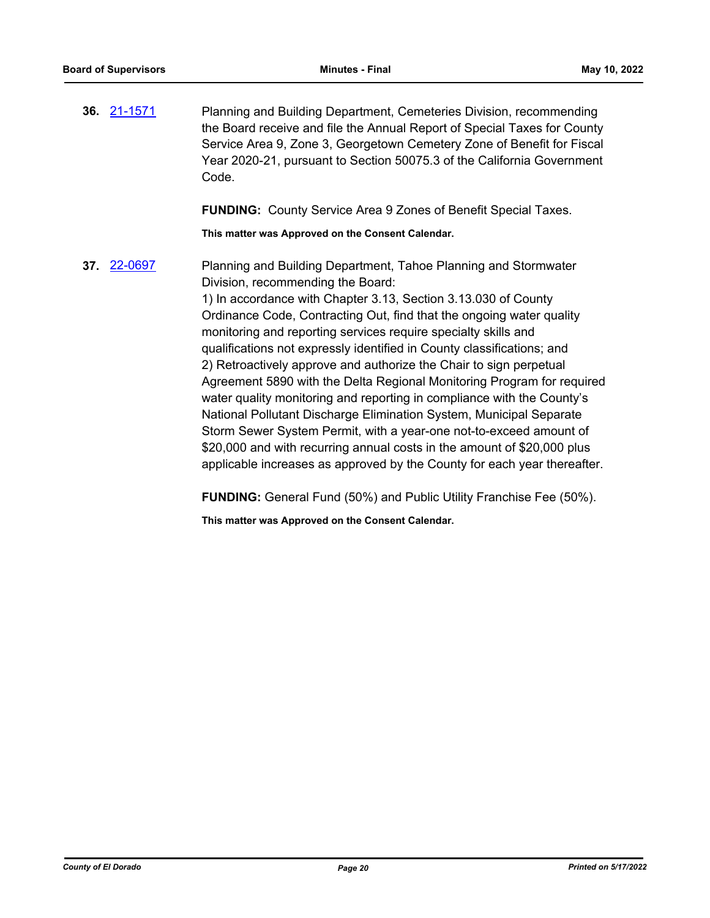**36.** [21-1571]

Planning and Building Department, Cemeteries Division, recommending the Board receive and file the Annual Report of Special Taxes for County Service Area 9, Zone 3, Georgetown Cemetery Zone of Benefit for Fiscal Year 2020-21, pursuant to Section 50075.3 of the California Government Code.

**FUNDING:** County Service Area 9 Zones of Benefit Special Taxes.

**This matter was Approved on the Consent Calendar.**

**37.** [22-0697]

Planning and Building Department, Tahoe Planning and Stormwater Division, recommending the Board:

1) In accordance with Chapter 3.13, Section 3.13.030 of County Ordinance Code, Contracting Out, find that the ongoing water quality monitoring and reporting services require specialty skills and qualifications not expressly identified in County classifications; and

2) Retroactively approve and authorize the Chair to sign perpetual Agreement 5890 with the Delta Regional Monitoring Program for required water quality monitoring and reporting in compliance with the County's National Pollutant Discharge Elimination System, Municipal Separate Storm Sewer System Permit, with a year-one not-to-exceed amount of $20,000 and with recurring annual costs in the amount of $20,000 plus applicable increases as approved by the County for each year thereafter.

**FUNDING:** General Fund (50%) and Public Utility Franchise Fee (50%).

**This matter was Approved on the Consent Calendar.**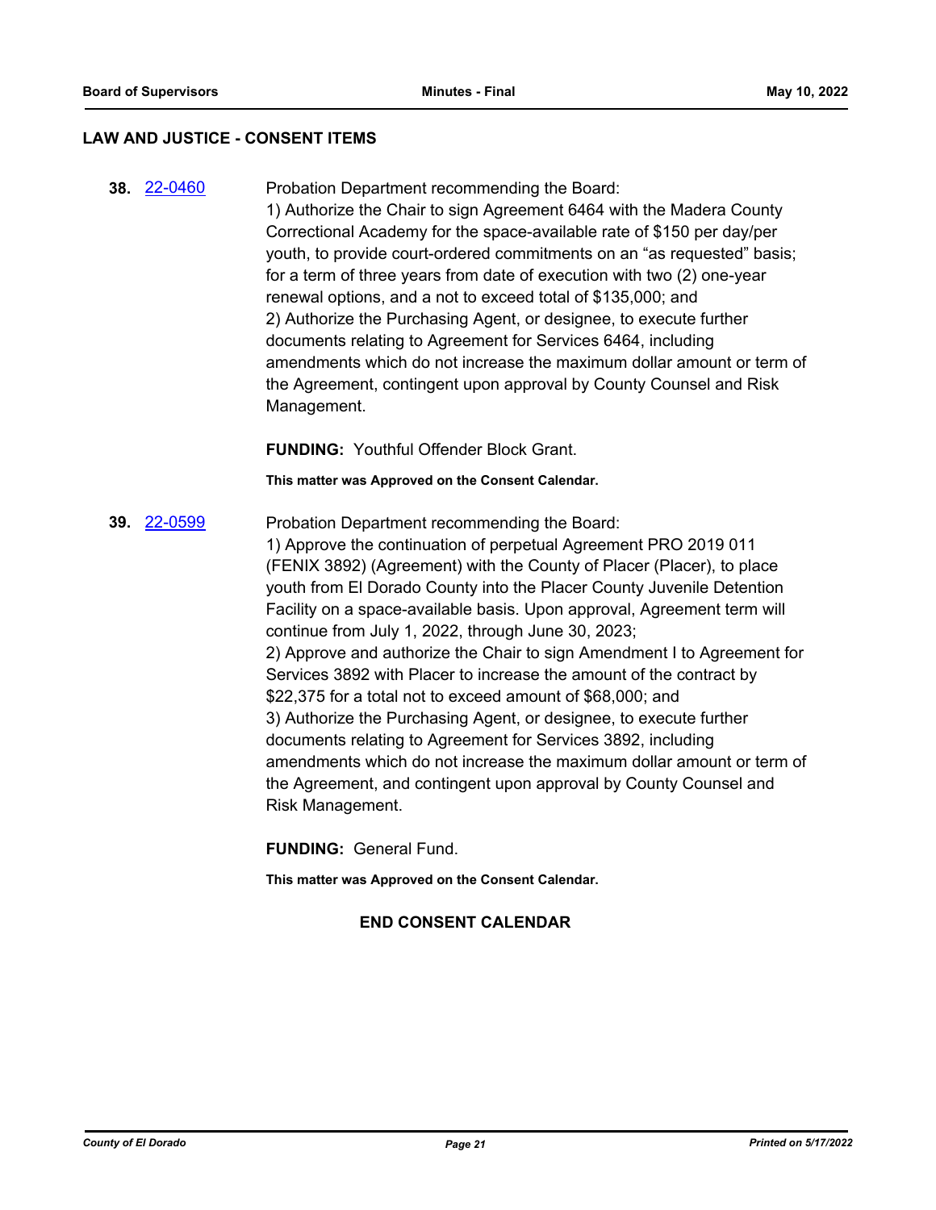## LAW AND JUSTICE - CONSENT ITEMS

**38.** 22-0460

Probation Department recommending the Board:
1) Authorize the Chair to sign Agreement 6464 with the Madera County Correctional Academy for the space-available rate of $150 per day/per youth, to provide court-ordered commitments on an "as requested" basis; for a term of three years from date of execution with two (2) one-year renewal options, and a not to exceed total of $135,000; and
2) Authorize the Purchasing Agent, or designee, to execute further documents relating to Agreement for Services 6464, including amendments which do not increase the maximum dollar amount or term of the Agreement, contingent upon approval by County Counsel and Risk Management.

**FUNDING:** Youthful Offender Block Grant.

**This matter was Approved on the Consent Calendar.**

**39.** 22-0599

Probation Department recommending the Board:
1) Approve the continuation of perpetual Agreement PRO 2019 011 (FENIX 3892) (Agreement) with the County of Placer (Placer), to place youth from El Dorado County into the Placer County Juvenile Detention Facility on a space-available basis. Upon approval, Agreement term will continue from July 1, 2022, through June 30, 2023;
2) Approve and authorize the Chair to sign Amendment I to Agreement for Services 3892 with Placer to increase the amount of the contract by $22,375 for a total not to exceed amount of $68,000; and
3) Authorize the Purchasing Agent, or designee, to execute further documents relating to Agreement for Services 3892, including amendments which do not increase the maximum dollar amount or term of the Agreement, and contingent upon approval by County Counsel and Risk Management.

**FUNDING:** General Fund.

**This matter was Approved on the Consent Calendar.**

**END CONSENT CALENDAR**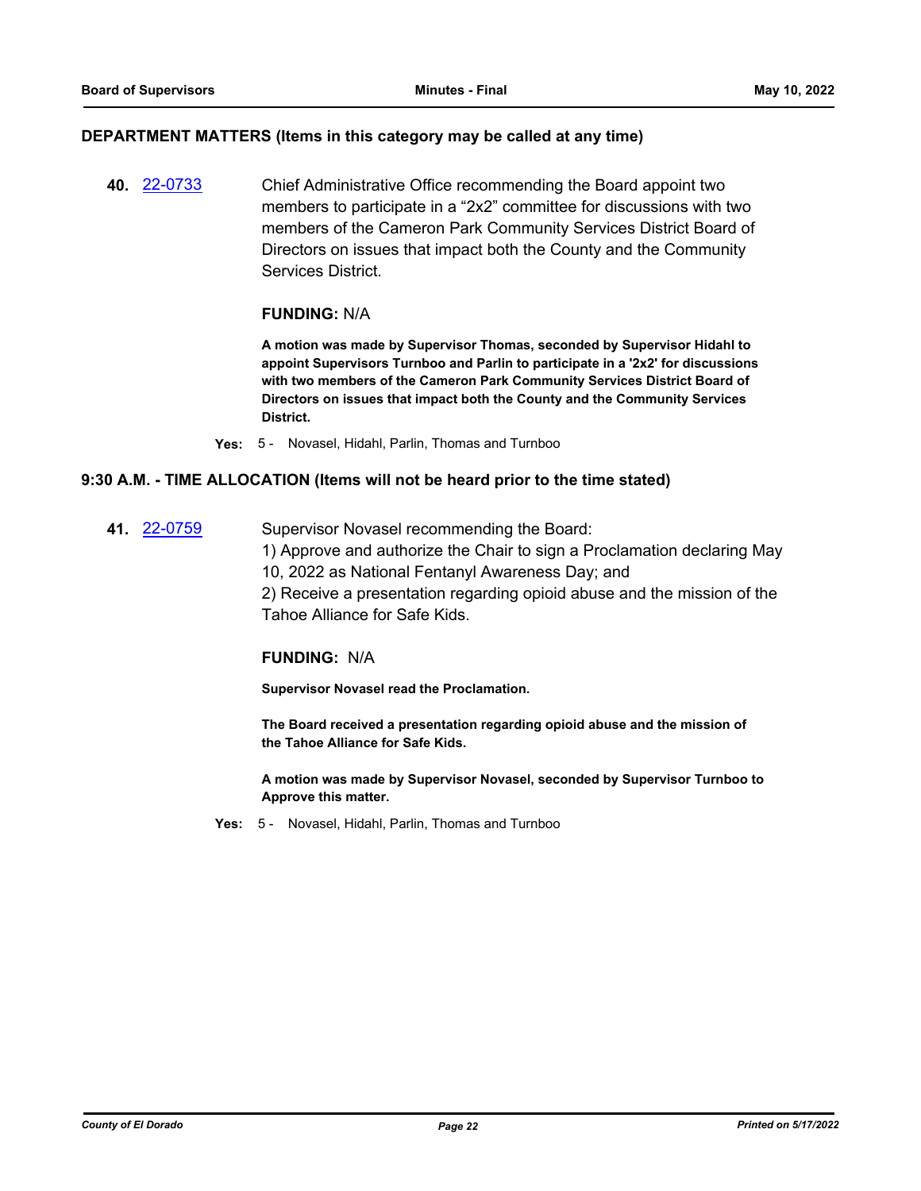## DEPARTMENT MATTERS (Items in this category may be called at any time)

**40.** [22-0733] Chief Administrative Office recommending the Board appoint two members to participate in a "2x2" committee for discussions with two members of the Cameron Park Community Services District Board of Directors on issues that impact both the County and the Community Services District.

**FUNDING:** N/A

**A motion was made by Supervisor Thomas, seconded by Supervisor Hidahl to appoint Supervisors Turnboo and Parlin to participate in a '2x2' for discussions with two members of the Cameron Park Community Services District Board of Directors on issues that impact both the County and the Community Services District.**

**Yes:** 5 - Novasel, Hidahl, Parlin, Thomas and Turnboo

## 9:30 A.M. - TIME ALLOCATION (Items will not be heard prior to the time stated)

**41.** [22-0759] Supervisor Novasel recommending the Board:
1) Approve and authorize the Chair to sign a Proclamation declaring May 10, 2022 as National Fentanyl Awareness Day; and
2) Receive a presentation regarding opioid abuse and the mission of the Tahoe Alliance for Safe Kids.

**FUNDING:** N/A

**Supervisor Novasel read the Proclamation.**

**The Board received a presentation regarding opioid abuse and the mission of the Tahoe Alliance for Safe Kids.**

**A motion was made by Supervisor Novasel, seconded by Supervisor Turnboo to Approve this matter.**

**Yes:** 5 - Novasel, Hidahl, Parlin, Thomas and Turnboo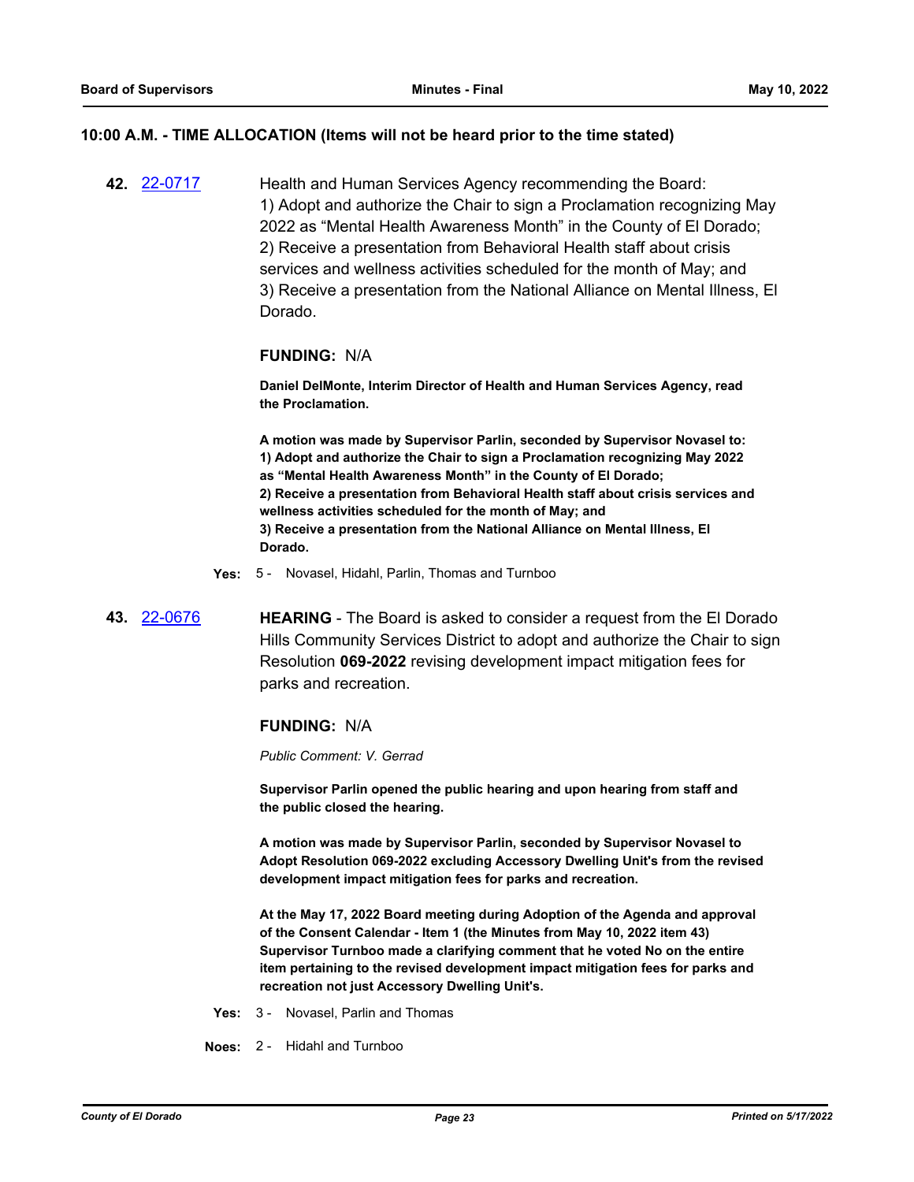**10:00 A.M. - TIME ALLOCATION (Items will not be heard prior to the time stated)**

**42.** [22-0717](22-0717)

Health and Human Services Agency recommending the Board:
1) Adopt and authorize the Chair to sign a Proclamation recognizing May 2022 as "Mental Health Awareness Month" in the County of El Dorado;
2) Receive a presentation from Behavioral Health staff about crisis services and wellness activities scheduled for the month of May; and
3) Receive a presentation from the National Alliance on Mental Illness, El Dorado.

**FUNDING:** N/A

**Daniel DelMonte, Interim Director of Health and Human Services Agency, read the Proclamation.**

**A motion was made by Supervisor Parlin, seconded by Supervisor Novasel to:**
**1) Adopt and authorize the Chair to sign a Proclamation recognizing May 2022 as "Mental Health Awareness Month" in the County of El Dorado;**
**2) Receive a presentation from Behavioral Health staff about crisis services and wellness activities scheduled for the month of May; and**
**3) Receive a presentation from the National Alliance on Mental Illness, El Dorado.**

**Yes:** 5 - Novasel, Hidahl, Parlin, Thomas and Turnboo

**43.** [22-0676](22-0676)

**HEARING** - The Board is asked to consider a request from the El Dorado Hills Community Services District to adopt and authorize the Chair to sign Resolution **069-2022** revising development impact mitigation fees for parks and recreation.

**FUNDING:** N/A

*Public Comment: V. Gerrad*

**Supervisor Parlin opened the public hearing and upon hearing from staff and the public closed the hearing.**

**A motion was made by Supervisor Parlin, seconded by Supervisor Novasel to Adopt Resolution 069-2022 excluding Accessory Dwelling Unit's from the revised development impact mitigation fees for parks and recreation.**

**At the May 17, 2022 Board meeting during Adoption of the Agenda and approval of the Consent Calendar - Item 1 (the Minutes from May 10, 2022 item 43) Supervisor Turnboo made a clarifying comment that he voted No on the entire item pertaining to the revised development impact mitigation fees for parks and recreation not just Accessory Dwelling Unit's.**

**Yes:** 3 - Novasel, Parlin and Thomas

**Noes:** 2 - Hidahl and Turnboo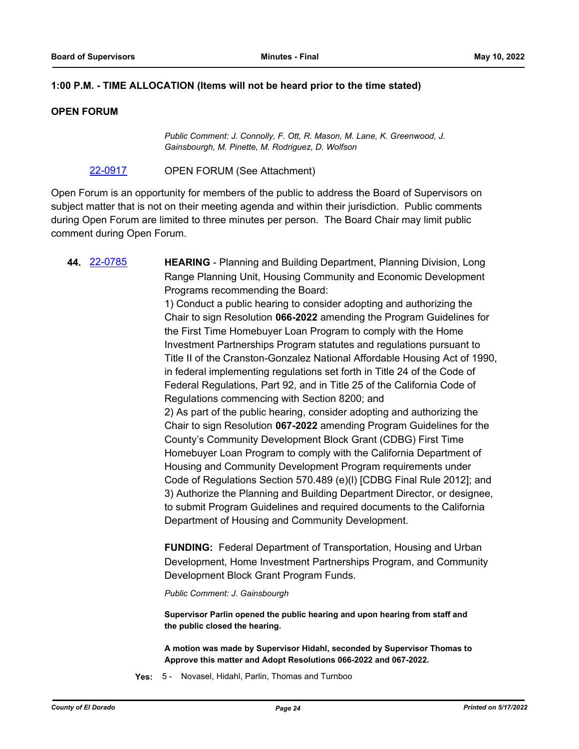**1:00 P.M. - TIME ALLOCATION (Items will not be heard prior to the time stated)**

**OPEN FORUM**

*Public Comment: J. Connolly, F. Ott, R. Mason, M. Lane, K. Greenwood, J. Gainsbourgh, M. Pinette, M. Rodriguez, D. Wolfson*

22-0917 OPEN FORUM (See Attachment)

Open Forum is an opportunity for members of the public to address the Board of Supervisors on subject matter that is not on their meeting agenda and within their jurisdiction. Public comments during Open Forum are limited to three minutes per person. The Board Chair may limit public comment during Open Forum.

**44.** 22-0785 **HEARING** - Planning and Building Department, Planning Division, Long Range Planning Unit, Housing Community and Economic Development Programs recommending the Board:

1) Conduct a public hearing to consider adopting and authorizing the Chair to sign Resolution **066-2022** amending the Program Guidelines for the First Time Homebuyer Loan Program to comply with the Home Investment Partnerships Program statutes and regulations pursuant to Title II of the Cranston-Gonzalez National Affordable Housing Act of 1990, in federal implementing regulations set forth in Title 24 of the Code of Federal Regulations, Part 92, and in Title 25 of the California Code of Regulations commencing with Section 8200; and

2) As part of the public hearing, consider adopting and authorizing the Chair to sign Resolution **067-2022** amending Program Guidelines for the County's Community Development Block Grant (CDBG) First Time Homebuyer Loan Program to comply with the California Department of Housing and Community Development Program requirements under Code of Regulations Section 570.489 (e)(l) [CDBG Final Rule 2012]; and

3) Authorize the Planning and Building Department Director, or designee, to submit Program Guidelines and required documents to the California Department of Housing and Community Development.

**FUNDING:** Federal Department of Transportation, Housing and Urban Development, Home Investment Partnerships Program, and Community Development Block Grant Program Funds.

*Public Comment: J. Gainsbourgh*

**Supervisor Parlin opened the public hearing and upon hearing from staff and the public closed the hearing.**

**A motion was made by Supervisor Hidahl, seconded by Supervisor Thomas to Approve this matter and Adopt Resolutions 066-2022 and 067-2022.**

**Yes:** 5 - Novasel, Hidahl, Parlin, Thomas and Turnboo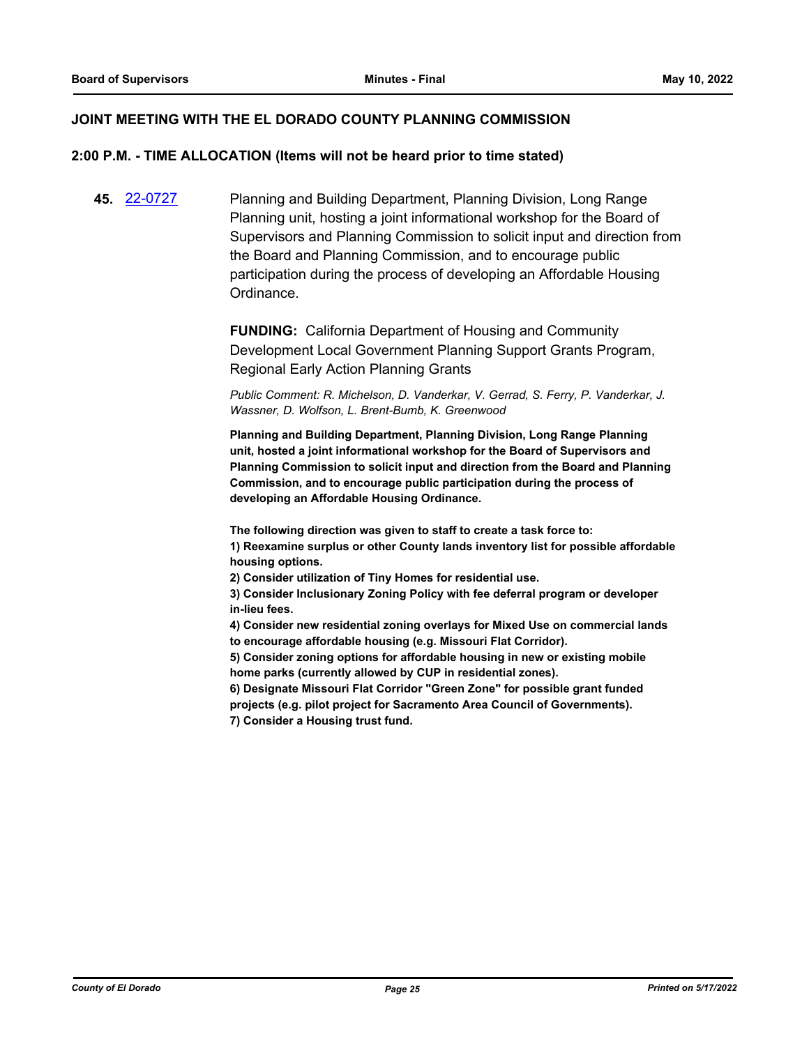## JOINT MEETING WITH THE EL DORADO COUNTY PLANNING COMMISSION

## 2:00 P.M. - TIME ALLOCATION (Items will not be heard prior to time stated)

**45.** [22-0727](22-0727) Planning and Building Department, Planning Division, Long Range Planning unit, hosting a joint informational workshop for the Board of Supervisors and Planning Commission to solicit input and direction from the Board and Planning Commission, and to encourage public participation during the process of developing an Affordable Housing Ordinance.

**FUNDING:** California Department of Housing and Community Development Local Government Planning Support Grants Program, Regional Early Action Planning Grants

*Public Comment: R. Michelson, D. Vanderkar, V. Gerrad, S. Ferry, P. Vanderkar, J. Wassner, D. Wolfson, L. Brent-Bumb, K. Greenwood*

**Planning and Building Department, Planning Division, Long Range Planning unit, hosted a joint informational workshop for the Board of Supervisors and Planning Commission to solicit input and direction from the Board and Planning Commission, and to encourage public participation during the process of developing an Affordable Housing Ordinance.**

**The following direction was given to staff to create a task force to:**
**1) Reexamine surplus or other County lands inventory list for possible affordable housing options.**
**2) Consider utilization of Tiny Homes for residential use.**
**3) Consider Inclusionary Zoning Policy with fee deferral program or developer in-lieu fees.**
**4) Consider new residential zoning overlays for Mixed Use on commercial lands to encourage affordable housing (e.g. Missouri Flat Corridor).**
**5) Consider zoning options for affordable housing in new or existing mobile home parks (currently allowed by CUP in residential zones).**
**6) Designate Missouri Flat Corridor "Green Zone" for possible grant funded projects (e.g. pilot project for Sacramento Area Council of Governments).**
**7) Consider a Housing trust fund.**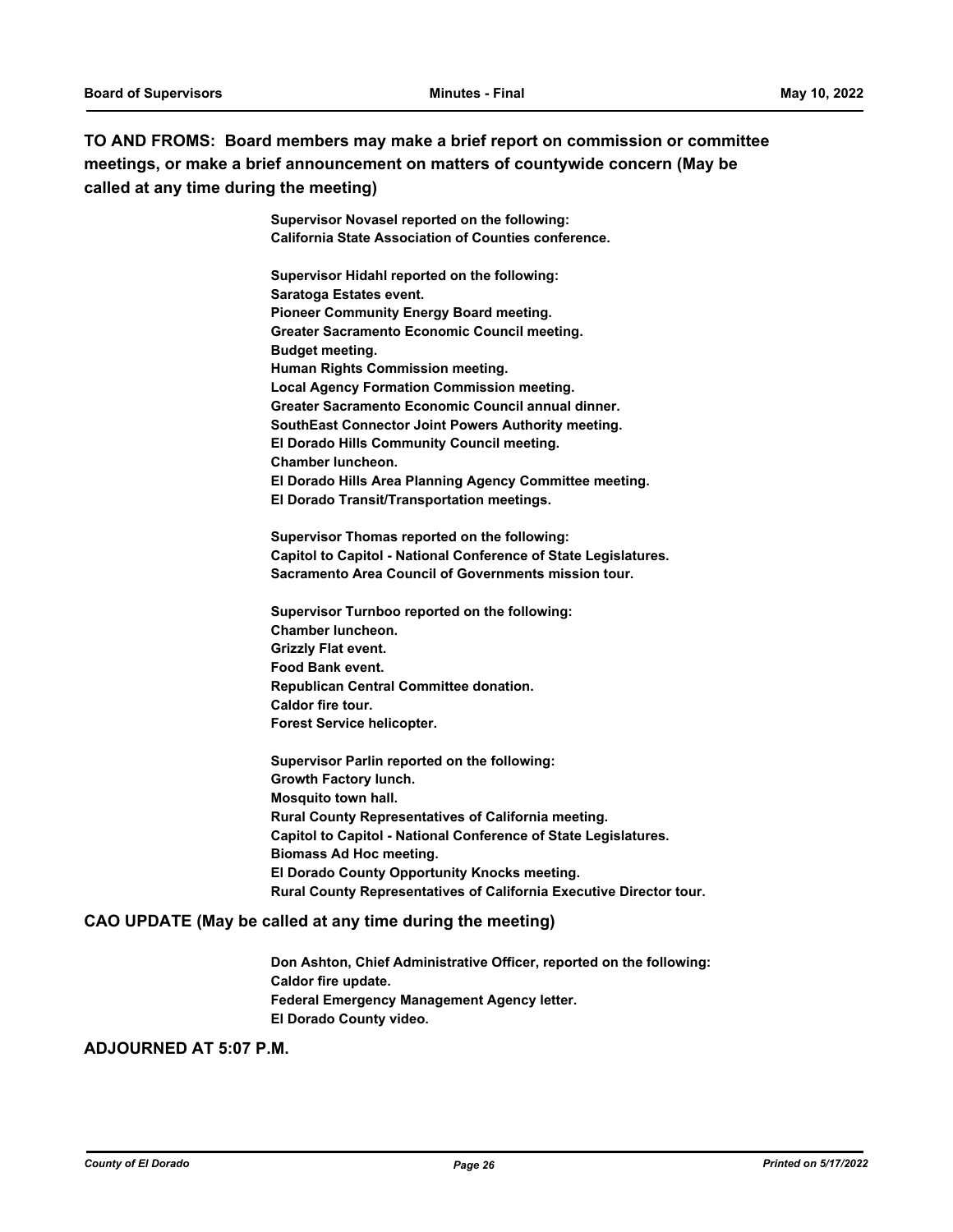**TO AND FROMS: Board members may make a brief report on commission or committee meetings, or make a brief announcement on matters of countywide concern (May be called at any time during the meeting)**

**Supervisor Novasel reported on the following:**
**California State Association of Counties conference.**

**Supervisor Hidahl reported on the following:**
**Saratoga Estates event.**
**Pioneer Community Energy Board meeting.**
**Greater Sacramento Economic Council meeting.**
**Budget meeting.**
**Human Rights Commission meeting.**
**Local Agency Formation Commission meeting.**
**Greater Sacramento Economic Council annual dinner.**
**SouthEast Connector Joint Powers Authority meeting.**
**El Dorado Hills Community Council meeting.**
**Chamber luncheon.**
**El Dorado Hills Area Planning Agency Committee meeting.**
**El Dorado Transit/Transportation meetings.**

**Supervisor Thomas reported on the following:**
**Capitol to Capitol - National Conference of State Legislatures.**
**Sacramento Area Council of Governments mission tour.**

**Supervisor Turnboo reported on the following:**
**Chamber luncheon.**
**Grizzly Flat event.**
**Food Bank event.**
**Republican Central Committee donation.**
**Caldor fire tour.**
**Forest Service helicopter.**

**Supervisor Parlin reported on the following:**
**Growth Factory lunch.**
**Mosquito town hall.**
**Rural County Representatives of California meeting.**
**Capitol to Capitol - National Conference of State Legislatures.**
**Biomass Ad Hoc meeting.**
**El Dorado County Opportunity Knocks meeting.**
**Rural County Representatives of California Executive Director tour.**

**CAO UPDATE (May be called at any time during the meeting)**

**Don Ashton, Chief Administrative Officer, reported on the following:**
**Caldor fire update.**
**Federal Emergency Management Agency letter.**
**El Dorado County video.**

**ADJOURNED AT 5:07 P.M.**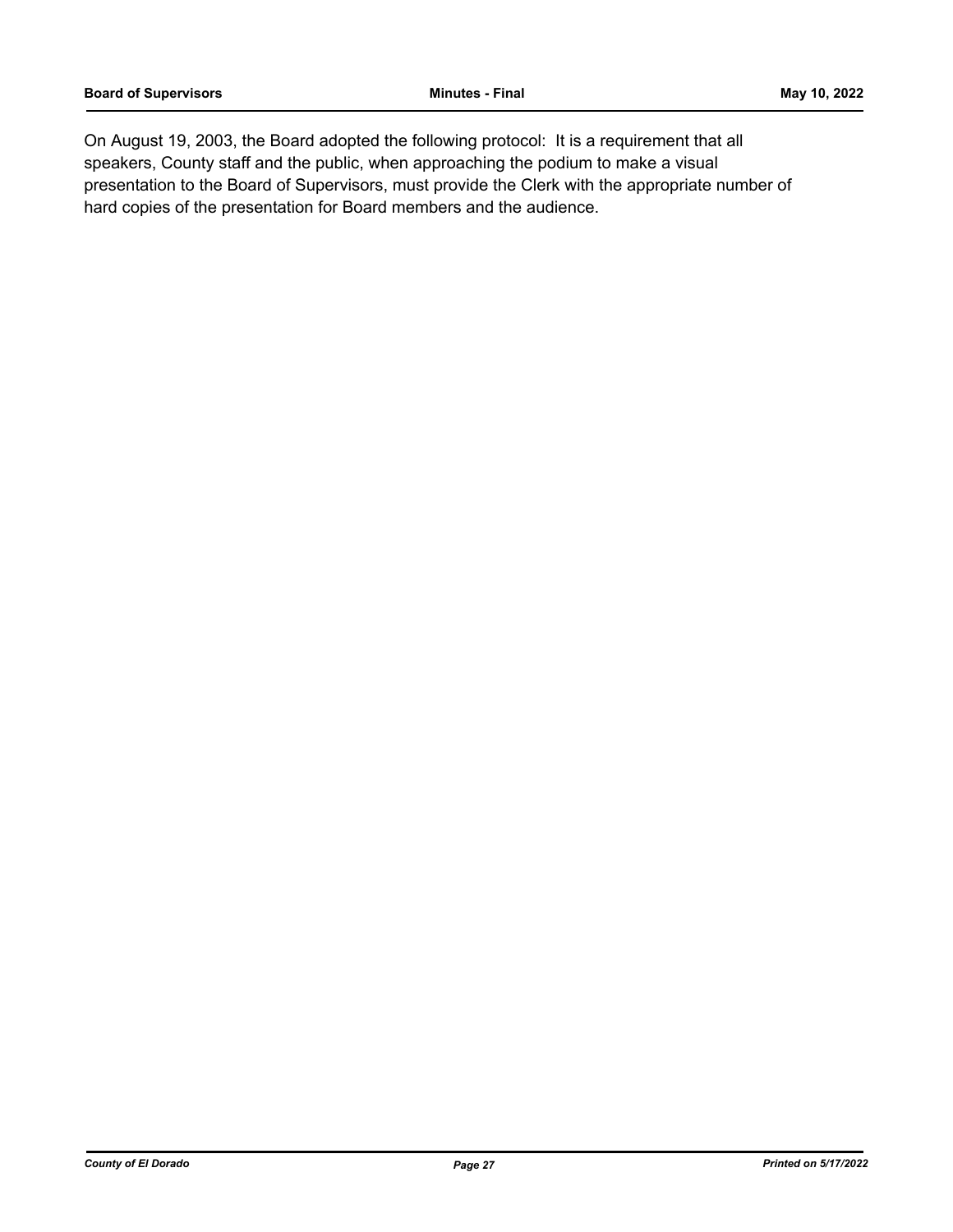On August 19, 2003, the Board adopted the following protocol: It is a requirement that all speakers, County staff and the public, when approaching the podium to make a visual presentation to the Board of Supervisors, must provide the Clerk with the appropriate number of hard copies of the presentation for Board members and the audience.